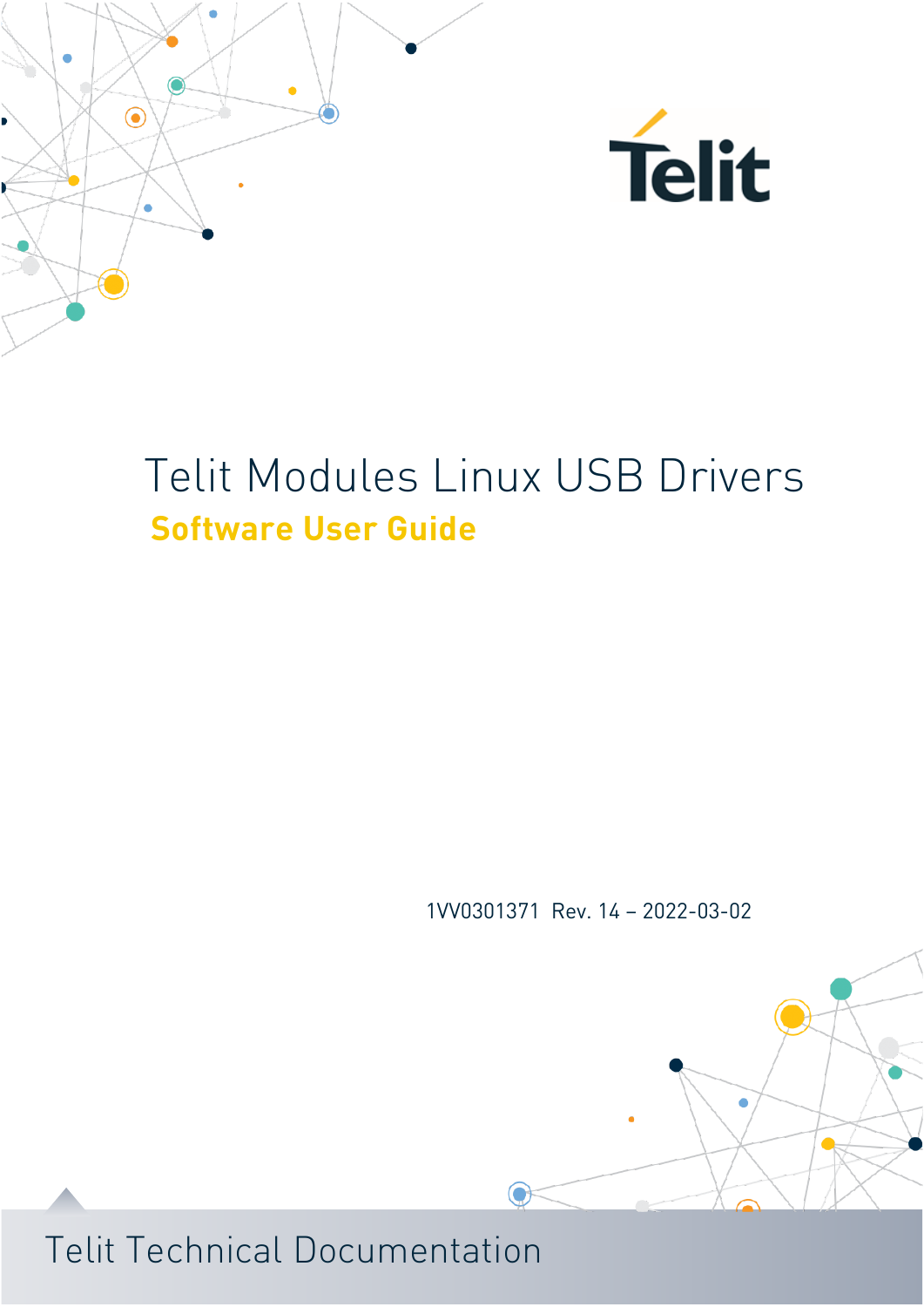# Telit Modules Linux USB Drivers

## Software User Guide

1VV0301371 Rev. 14 – 2022-03-02

Telit Technical Documentation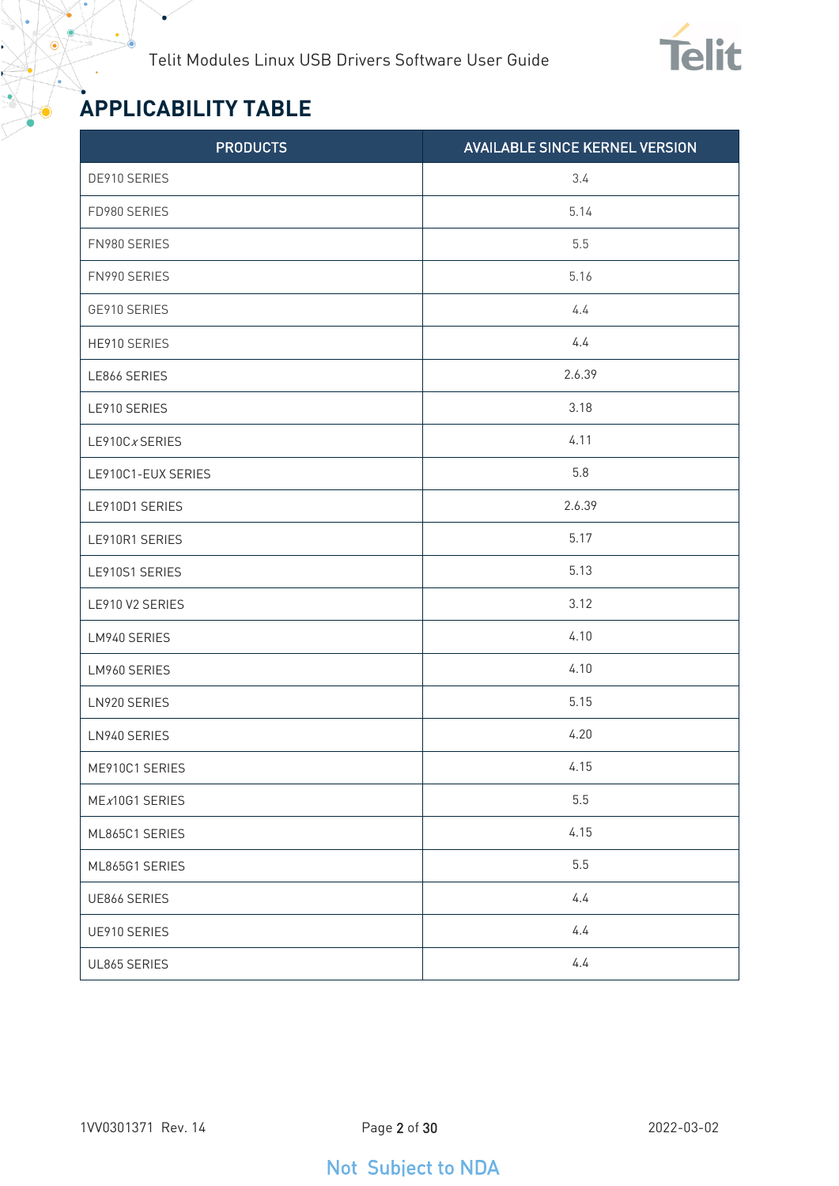# APPLICABILITY TABLE

| PRODUCTS | AVAILABLE SINCE KERNEL VERSION |
|---|---|
| DE910 SERIES | 3.4 |
| FD980 SERIES | 5.14 |
| FN980 SERIES | 5.5 |
| FN990 SERIES | 5.16 |
| GE910 SERIES | 4.4 |
| HE910 SERIES | 4.4 |
| LE866 SERIES | 2.6.39 |
| LE910 SERIES | 3.18 |
| LE910C*x* SERIES | 4.11 |
| LE910C1-EUX SERIES | 5.8 |
| LE910D1 SERIES | 2.6.39 |
| LE910R1 SERIES | 5.17 |
| LE910S1 SERIES | 5.13 |
| LE910 V2 SERIES | 3.12 |
| LM940 SERIES | 4.10 |
| LM960 SERIES | 4.10 |
| LN920 SERIES | 5.15 |
| LN940 SERIES | 4.20 |
| ME910C1 SERIES | 4.15 |
| ME*x*10G1 SERIES | 5.5 |
| ML865C1 SERIES | 4.15 |
| ML865G1 SERIES | 5.5 |
| UE866 SERIES | 4.4 |
| UE910 SERIES | 4.4 |
| UL865 SERIES | 4.4 |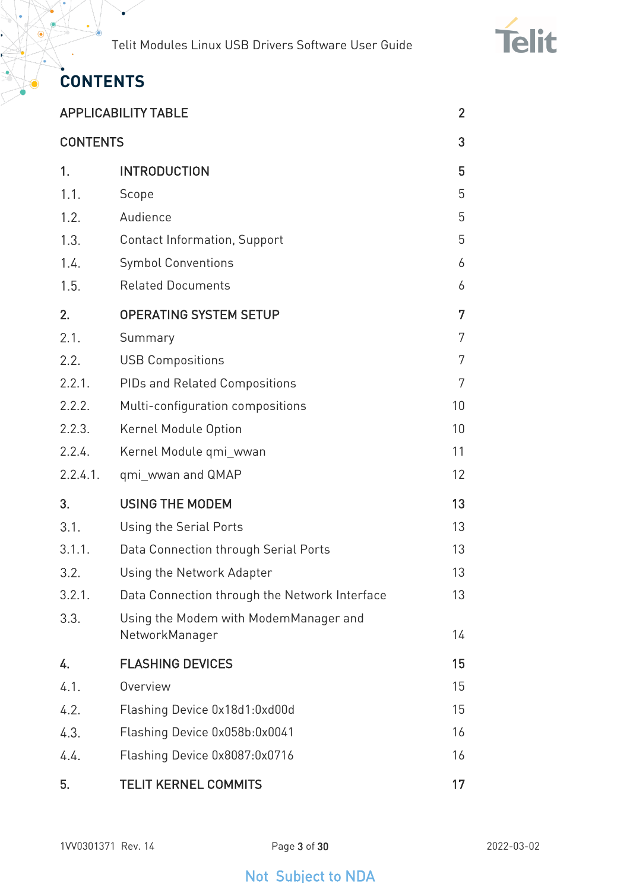# CONTENTS

| | | |
|---|---|---|
| APPLICABILITY TABLE | | 2 |
| CONTENTS | | 3 |
| 1. | INTRODUCTION | 5 |
| 1.1. | Scope | 5 |
| 1.2. | Audience | 5 |
| 1.3. | Contact Information, Support | 5 |
| 1.4. | Symbol Conventions | 6 |
| 1.5. | Related Documents | 6 |
| 2. | OPERATING SYSTEM SETUP | 7 |
| 2.1. | Summary | 7 |
| 2.2. | USB Compositions | 7 |
| 2.2.1. | PIDs and Related Compositions | 7 |
| 2.2.2. | Multi-configuration compositions | 10 |
| 2.2.3. | Kernel Module Option | 10 |
| 2.2.4. | Kernel Module qmi_wwan | 11 |
| 2.2.4.1. | qmi_wwan and QMAP | 12 |
| 3. | USING THE MODEM | 13 |
| 3.1. | Using the Serial Ports | 13 |
| 3.1.1. | Data Connection through Serial Ports | 13 |
| 3.2. | Using the Network Adapter | 13 |
| 3.2.1. | Data Connection through the Network Interface | 13 |
| 3.3. | Using the Modem with ModemManager and NetworkManager | 14 |
| 4. | FLASHING DEVICES | 15 |
| 4.1. | Overview | 15 |
| 4.2. | Flashing Device 0x18d1:0xd00d | 15 |
| 4.3. | Flashing Device 0x058b:0x0041 | 16 |
| 4.4. | Flashing Device 0x8087:0x0716 | 16 |
| 5. | TELIT KERNEL COMMITS | 17 |

Not Subject to NDA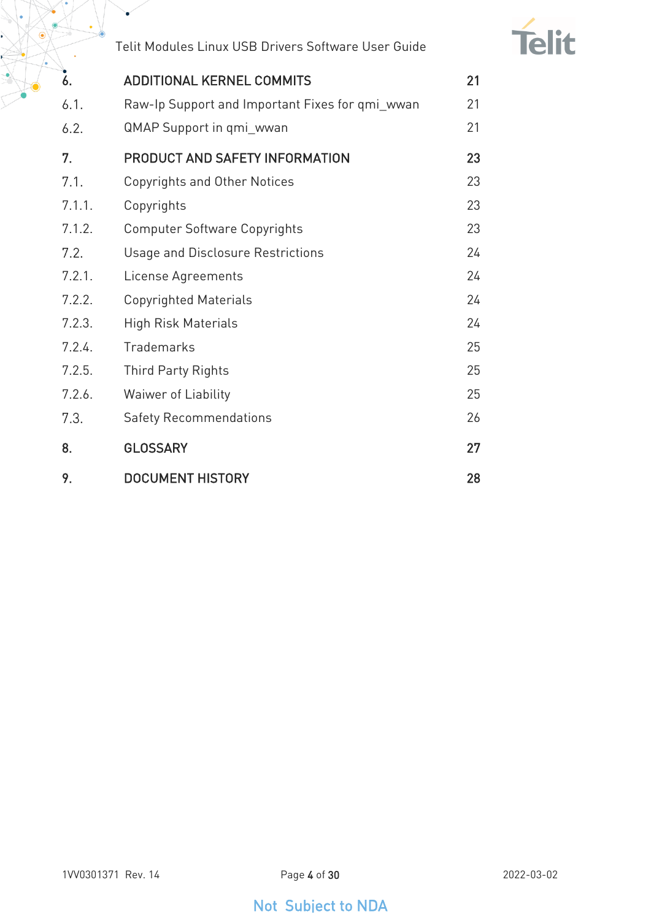| | | |
|---|---|---|
| **6.** | **ADDITIONAL KERNEL COMMITS** | **21** |
| 6.1. | Raw-Ip Support and Important Fixes for qmi_wwan | 21 |
| 6.2. | QMAP Support in qmi_wwan | 21 |
| **7.** | **PRODUCT AND SAFETY INFORMATION** | **23** |
| 7.1. | Copyrights and Other Notices | 23 |
| 7.1.1. | Copyrights | 23 |
| 7.1.2. | Computer Software Copyrights | 23 |
| 7.2. | Usage and Disclosure Restrictions | 24 |
| 7.2.1. | License Agreements | 24 |
| 7.2.2. | Copyrighted Materials | 24 |
| 7.2.3. | High Risk Materials | 24 |
| 7.2.4. | Trademarks | 25 |
| 7.2.5. | Third Party Rights | 25 |
| 7.2.6. | Waiwer of Liability | 25 |
| 7.3. | Safety Recommendations | 26 |
| **8.** | **GLOSSARY** | **27** |
| **9.** | **DOCUMENT HISTORY** | **28** |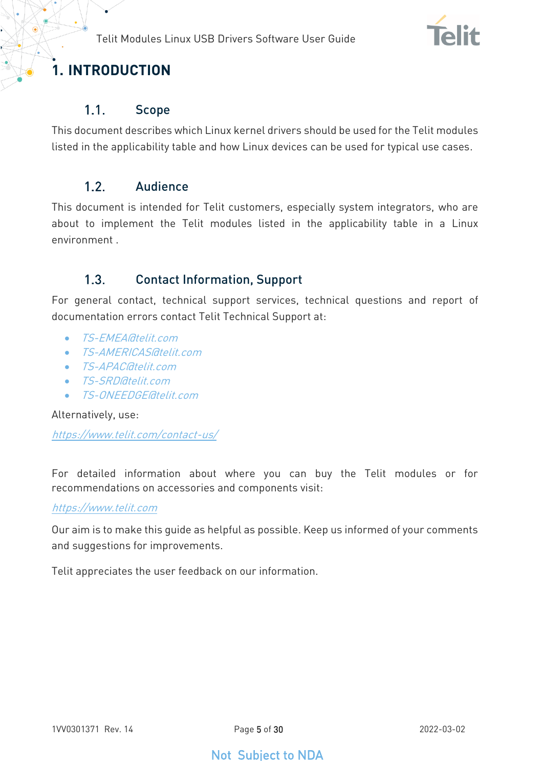# 1. INTRODUCTION

## 1.1. Scope

This document describes which Linux kernel drivers should be used for the Telit modules listed in the applicability table and how Linux devices can be used for typical use cases.

## 1.2. Audience

This document is intended for Telit customers, especially system integrators, who are about to implement the Telit modules listed in the applicability table in a Linux environment .

## 1.3. Contact Information, Support

For general contact, technical support services, technical questions and report of documentation errors contact Telit Technical Support at:

- *TS-EMEA@telit.com*
- *TS-AMERICAS@telit.com*
- *TS-APAC@telit.com*
- *TS-SRD@telit.com*
- *TS-ONEEDGE@telit.com*

Alternatively, use:

*https://www.telit.com/contact-us/*

For detailed information about where you can buy the Telit modules or for recommendations on accessories and components visit:

*https://www.telit.com*

Our aim is to make this guide as helpful as possible. Keep us informed of your comments and suggestions for improvements.

Telit appreciates the user feedback on our information.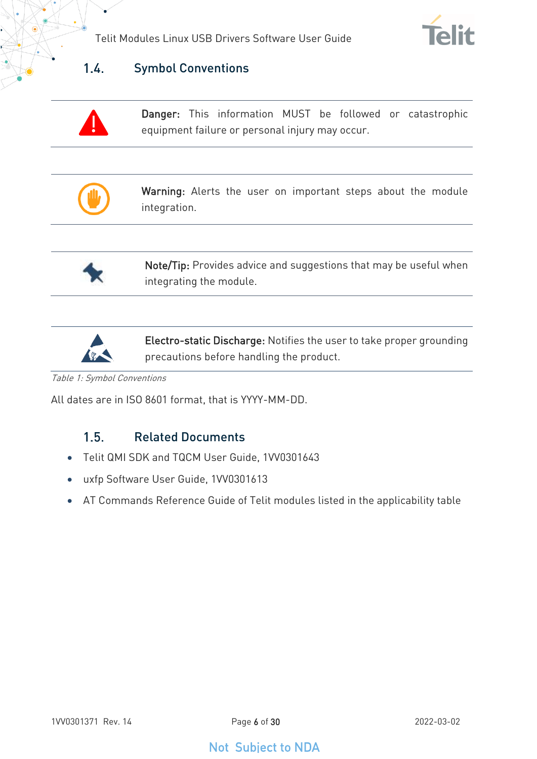## 1.4. Symbol Conventions

| | |
|---|---|
| | **Danger:** This information MUST be followed or catastrophic equipment failure or personal injury may occur. |
| | **Warning:** Alerts the user on important steps about the module integration. |
| | **Note/Tip:** Provides advice and suggestions that may be useful when integrating the module. |
| | **Electro-static Discharge:** Notifies the user to take proper grounding precautions before handling the product. |

*Table 1: Symbol Conventions*

All dates are in ISO 8601 format, that is YYYY-MM-DD.

## 1.5. Related Documents

- Telit QMI SDK and TQCM User Guide, 1VV0301643
- uxfp Software User Guide, 1VV0301613
- AT Commands Reference Guide of Telit modules listed in the applicability table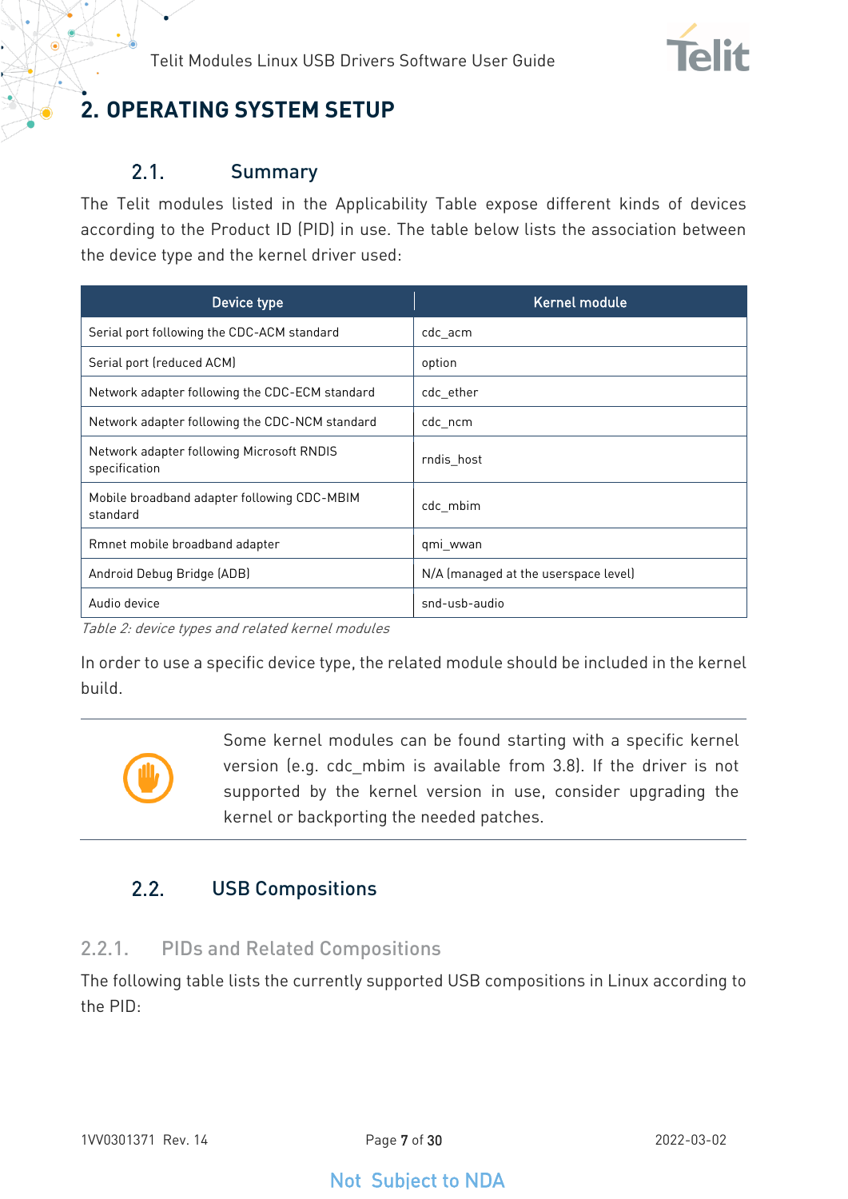# 2. OPERATING SYSTEM SETUP

## 2.1. Summary

The Telit modules listed in the Applicability Table expose different kinds of devices according to the Product ID (PID) in use. The table below lists the association between the device type and the kernel driver used:

| Device type | Kernel module |
|---|---|
| Serial port following the CDC-ACM standard | cdc_acm |
| Serial port (reduced ACM) | option |
| Network adapter following the CDC-ECM standard | cdc_ether |
| Network adapter following the CDC-NCM standard | cdc_ncm |
| Network adapter following Microsoft RNDIS specification | rndis_host |
| Mobile broadband adapter following CDC-MBIM standard | cdc_mbim |
| Rmnet mobile broadband adapter | qmi_wwan |
| Android Debug Bridge (ADB) | N/A (managed at the userspace level) |
| Audio device | snd-usb-audio |

*Table 2: device types and related kernel modules*

In order to use a specific device type, the related module should be included in the kernel build.

Some kernel modules can be found starting with a specific kernel version (e.g. cdc_mbim is available from 3.8). If the driver is not supported by the kernel version in use, consider upgrading the kernel or backporting the needed patches.

## 2.2. USB Compositions

### 2.2.1. PIDs and Related Compositions

The following table lists the currently supported USB compositions in Linux according to the PID: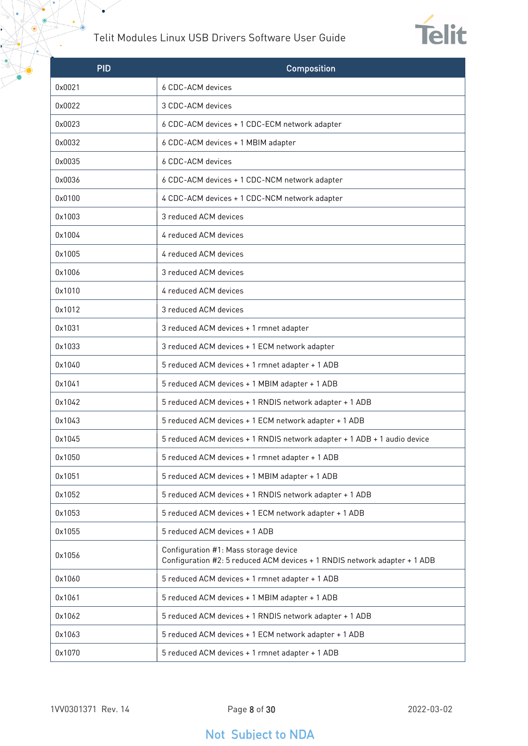| PID | Composition |
| --- | --- |
| 0x0021 | 6 CDC-ACM devices |
| 0x0022 | 3 CDC-ACM devices |
| 0x0023 | 6 CDC-ACM devices + 1 CDC-ECM network adapter |
| 0x0032 | 6 CDC-ACM devices + 1 MBIM adapter |
| 0x0035 | 6 CDC-ACM devices |
| 0x0036 | 6 CDC-ACM devices + 1 CDC-NCM network adapter |
| 0x0100 | 4 CDC-ACM devices + 1 CDC-NCM network adapter |
| 0x1003 | 3 reduced ACM devices |
| 0x1004 | 4 reduced ACM devices |
| 0x1005 | 4 reduced ACM devices |
| 0x1006 | 3 reduced ACM devices |
| 0x1010 | 4 reduced ACM devices |
| 0x1012 | 3 reduced ACM devices |
| 0x1031 | 3 reduced ACM devices + 1 rmnet adapter |
| 0x1033 | 3 reduced ACM devices + 1 ECM network adapter |
| 0x1040 | 5 reduced ACM devices + 1 rmnet adapter + 1 ADB |
| 0x1041 | 5 reduced ACM devices + 1 MBIM adapter + 1 ADB |
| 0x1042 | 5 reduced ACM devices + 1 RNDIS network adapter + 1 ADB |
| 0x1043 | 5 reduced ACM devices + 1 ECM network adapter + 1 ADB |
| 0x1045 | 5 reduced ACM devices + 1 RNDIS network adapter + 1 ADB + 1 audio device |
| 0x1050 | 5 reduced ACM devices + 1 rmnet adapter + 1 ADB |
| 0x1051 | 5 reduced ACM devices + 1 MBIM adapter + 1 ADB |
| 0x1052 | 5 reduced ACM devices + 1 RNDIS network adapter + 1 ADB |
| 0x1053 | 5 reduced ACM devices + 1 ECM network adapter + 1 ADB |
| 0x1055 | 5 reduced ACM devices + 1 ADB |
| 0x1056 | Configuration #1: Mass storage device<br>Configuration #2: 5 reduced ACM devices + 1 RNDIS network adapter + 1 ADB |
| 0x1060 | 5 reduced ACM devices + 1 rmnet adapter + 1 ADB |
| 0x1061 | 5 reduced ACM devices + 1 MBIM adapter + 1 ADB |
| 0x1062 | 5 reduced ACM devices + 1 RNDIS network adapter + 1 ADB |
| 0x1063 | 5 reduced ACM devices + 1 ECM network adapter + 1 ADB |
| 0x1070 | 5 reduced ACM devices + 1 rmnet adapter + 1 ADB |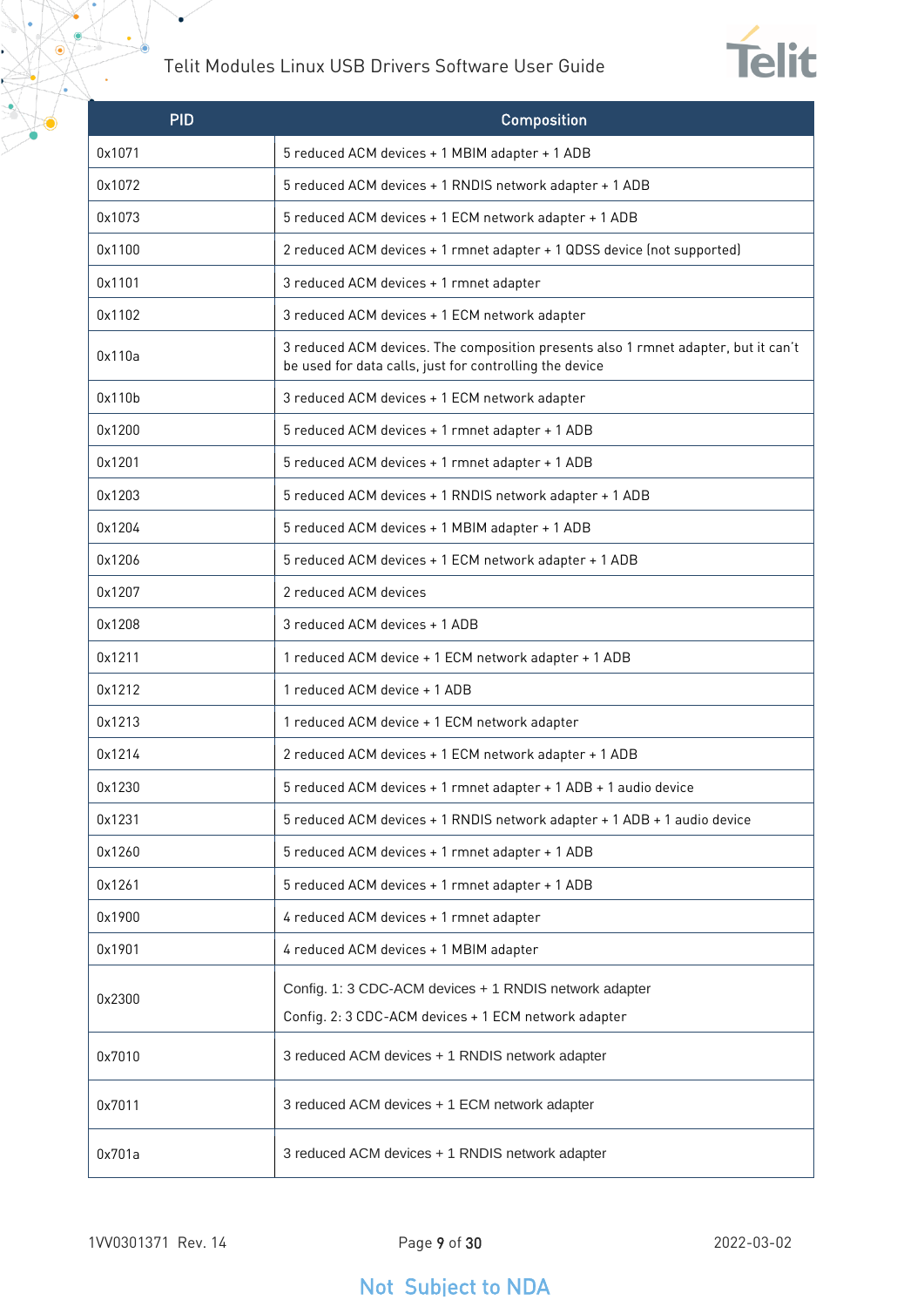| PID | Composition |
|---|---|
| 0x1071 | 5 reduced ACM devices + 1 MBIM adapter + 1 ADB |
| 0x1072 | 5 reduced ACM devices + 1 RNDIS network adapter + 1 ADB |
| 0x1073 | 5 reduced ACM devices + 1 ECM network adapter + 1 ADB |
| 0x1100 | 2 reduced ACM devices + 1 rmnet adapter + 1 QDSS device (not supported) |
| 0x1101 | 3 reduced ACM devices + 1 rmnet adapter |
| 0x1102 | 3 reduced ACM devices + 1 ECM network adapter |
| 0x110a | 3 reduced ACM devices. The composition presents also 1 rmnet adapter, but it can't be used for data calls, just for controlling the device |
| 0x110b | 3 reduced ACM devices + 1 ECM network adapter |
| 0x1200 | 5 reduced ACM devices + 1 rmnet adapter + 1 ADB |
| 0x1201 | 5 reduced ACM devices + 1 rmnet adapter + 1 ADB |
| 0x1203 | 5 reduced ACM devices + 1 RNDIS network adapter + 1 ADB |
| 0x1204 | 5 reduced ACM devices + 1 MBIM adapter + 1 ADB |
| 0x1206 | 5 reduced ACM devices + 1 ECM network adapter + 1 ADB |
| 0x1207 | 2 reduced ACM devices |
| 0x1208 | 3 reduced ACM devices + 1 ADB |
| 0x1211 | 1 reduced ACM device + 1 ECM network adapter + 1 ADB |
| 0x1212 | 1 reduced ACM device + 1 ADB |
| 0x1213 | 1 reduced ACM device + 1 ECM network adapter |
| 0x1214 | 2 reduced ACM devices + 1 ECM network adapter + 1 ADB |
| 0x1230 | 5 reduced ACM devices + 1 rmnet adapter + 1 ADB + 1 audio device |
| 0x1231 | 5 reduced ACM devices + 1 RNDIS network adapter + 1 ADB + 1 audio device |
| 0x1260 | 5 reduced ACM devices + 1 rmnet adapter + 1 ADB |
| 0x1261 | 5 reduced ACM devices + 1 rmnet adapter + 1 ADB |
| 0x1900 | 4 reduced ACM devices + 1 rmnet adapter |
| 0x1901 | 4 reduced ACM devices + 1 MBIM adapter |
| 0x2300 | Config. 1: 3 CDC-ACM devices + 1 RNDIS network adapter<br>Config. 2: 3 CDC-ACM devices + 1 ECM network adapter |
| 0x7010 | 3 reduced ACM devices + 1 RNDIS network adapter |
| 0x7011 | 3 reduced ACM devices + 1 ECM network adapter |
| 0x701a | 3 reduced ACM devices + 1 RNDIS network adapter |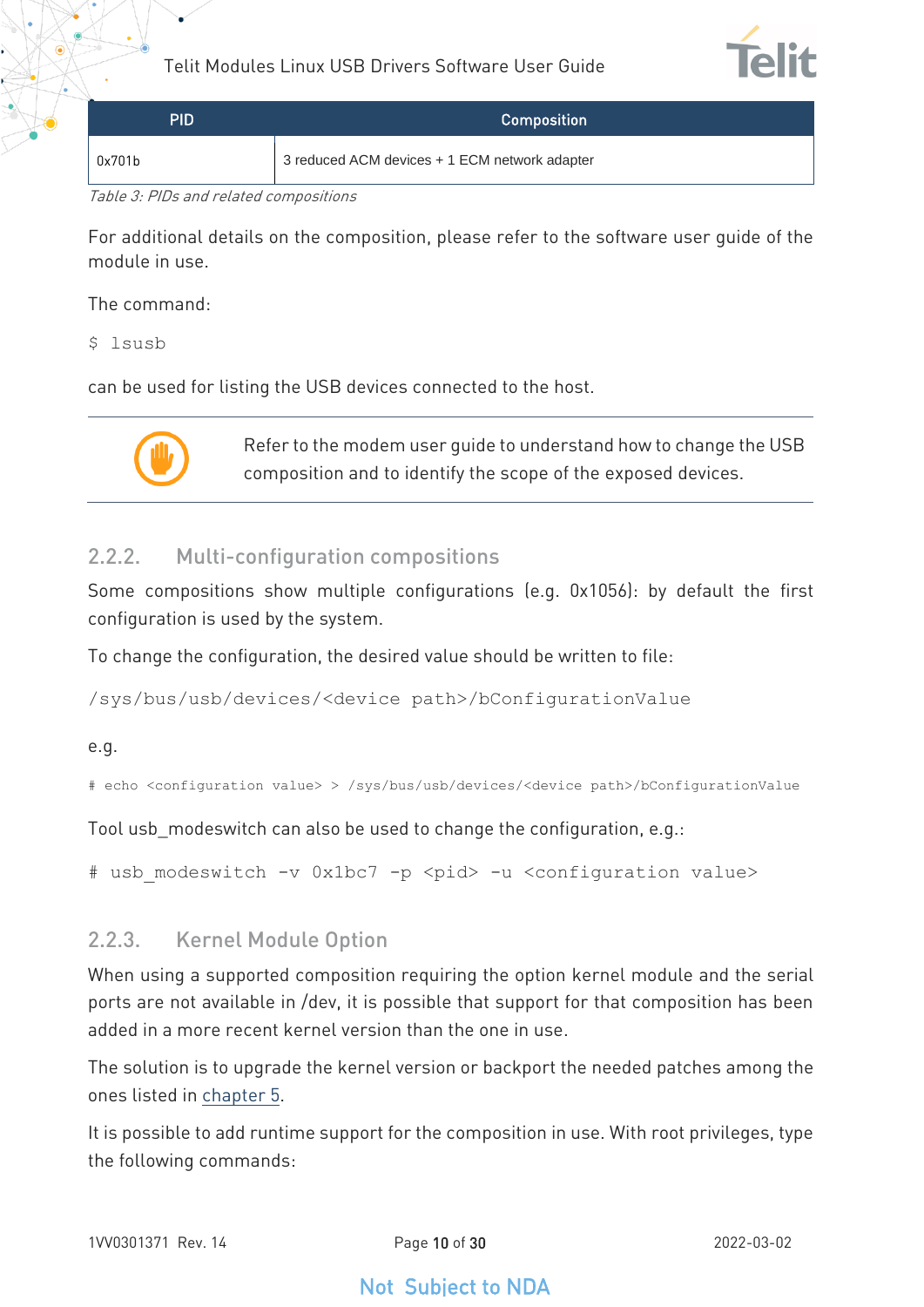| PID | Composition |
|---|---|
| 0x701b | 3 reduced ACM devices + 1 ECM network adapter |

*Table 3: PIDs and related compositions*

For additional details on the composition, please refer to the software user guide of the module in use.

The command:

```
$ lsusb
```

can be used for listing the USB devices connected to the host.

Refer to the modem user guide to understand how to change the USB composition and to identify the scope of the exposed devices.

### 2.2.2. Multi-configuration compositions

Some compositions show multiple configurations (e.g. 0x1056): by default the first configuration is used by the system.

To change the configuration, the desired value should be written to file:

```
/sys/bus/usb/devices/<device path>/bConfigurationValue
```

e.g.

```
# echo <configuration value> > /sys/bus/usb/devices/<device path>/bConfigurationValue
```

Tool usb_modeswitch can also be used to change the configuration, e.g.:

```
# usb_modeswitch -v 0x1bc7 -p <pid> -u <configuration value>
```

### 2.2.3. Kernel Module Option

When using a supported composition requiring the option kernel module and the serial ports are not available in /dev, it is possible that support for that composition has been added in a more recent kernel version than the one in use.

The solution is to upgrade the kernel version or backport the needed patches among the ones listed in chapter 5.

It is possible to add runtime support for the composition in use. With root privileges, type the following commands: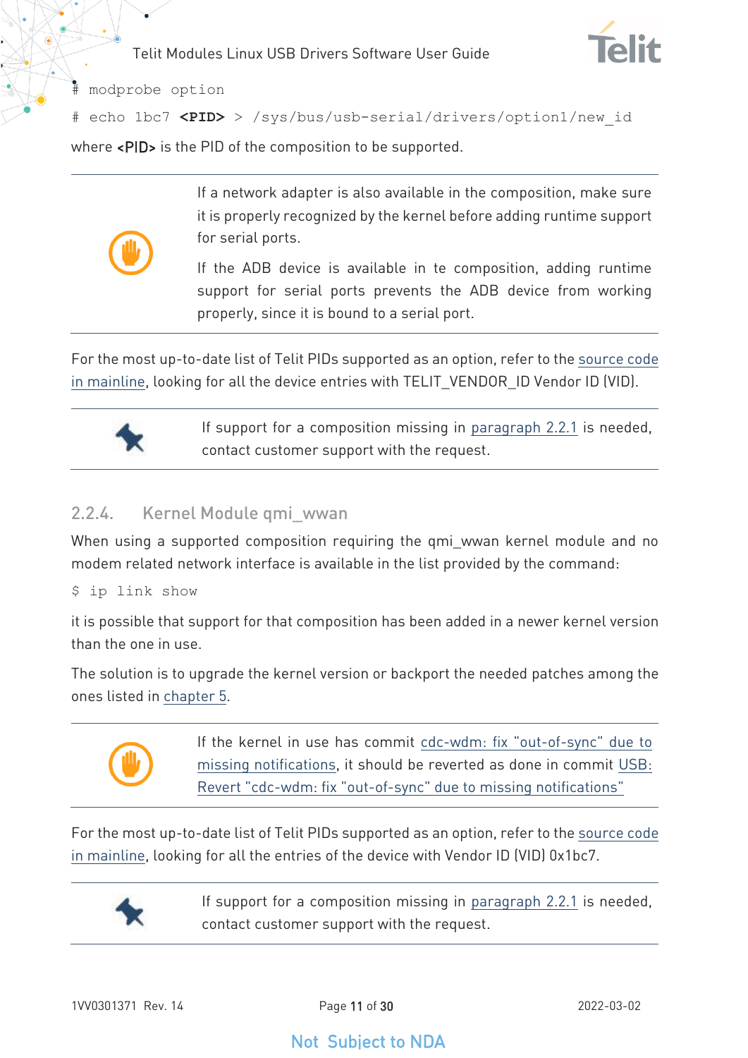```
# modprobe option
# echo 1bc7 <PID> > /sys/bus/usb-serial/drivers/option1/new_id
```

where **<PID>** is the PID of the composition to be supported.

> If a network adapter is also available in the composition, make sure it is properly recognized by the kernel before adding runtime support for serial ports.
>
> If the ADB device is available in te composition, adding runtime support for serial ports prevents the ADB device from working properly, since it is bound to a serial port.

For the most up-to-date list of Telit PIDs supported as an option, refer to the source code in mainline, looking for all the device entries with TELIT_VENDOR_ID Vendor ID (VID).

> If support for a composition missing in paragraph 2.2.1 is needed, contact customer support with the request.

### 2.2.4. Kernel Module qmi_wwan

When using a supported composition requiring the qmi_wwan kernel module and no modem related network interface is available in the list provided by the command:

```
$ ip link show
```

it is possible that support for that composition has been added in a newer kernel version than the one in use.

The solution is to upgrade the kernel version or backport the needed patches among the ones listed in chapter 5.

> If the kernel in use has commit cdc-wdm: fix "out-of-sync" due to missing notifications, it should be reverted as done in commit USB: Revert "cdc-wdm: fix "out-of-sync" due to missing notifications"

For the most up-to-date list of Telit PIDs supported as an option, refer to the source code in mainline, looking for all the entries of the device with Vendor ID (VID) 0x1bc7.

> If support for a composition missing in paragraph 2.2.1 is needed, contact customer support with the request.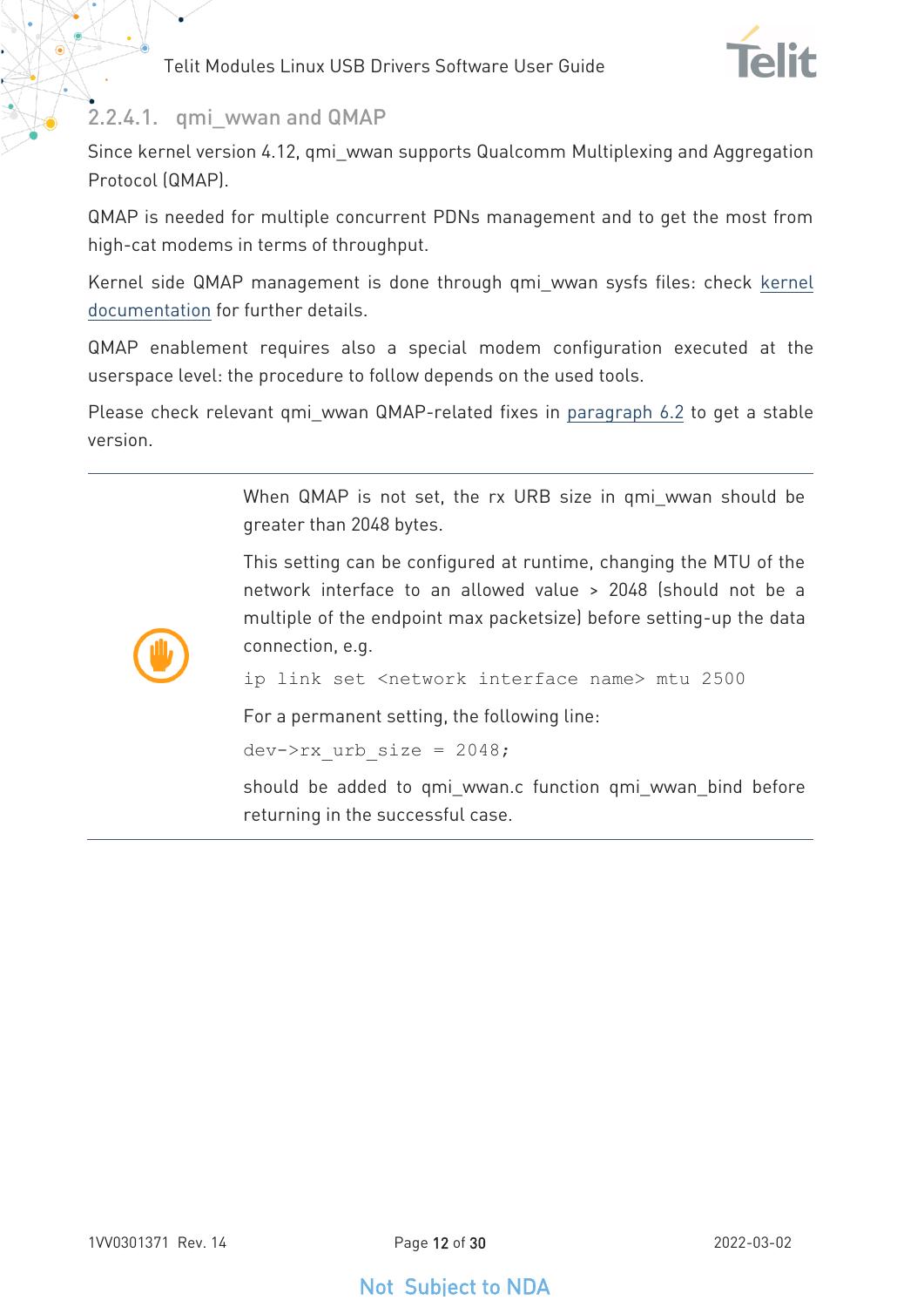#### 2.2.4.1. qmi_wwan and QMAP

Since kernel version 4.12, qmi_wwan supports Qualcomm Multiplexing and Aggregation Protocol (QMAP).

QMAP is needed for multiple concurrent PDNs management and to get the most from high-cat modems in terms of throughput.

Kernel side QMAP management is done through qmi_wwan sysfs files: check kernel documentation for further details.

QMAP enablement requires also a special modem configuration executed at the userspace level: the procedure to follow depends on the used tools.

Please check relevant qmi_wwan QMAP-related fixes in paragraph 6.2 to get a stable version.

---

When QMAP is not set, the rx URB size in qmi_wwan should be greater than 2048 bytes.

This setting can be configured at runtime, changing the MTU of the network interface to an allowed value > 2048 (should not be a multiple of the endpoint max packetsize) before setting-up the data connection, e.g.

```
ip link set <network interface name> mtu 2500
```

For a permanent setting, the following line:

```
dev->rx_urb_size = 2048;
```

should be added to qmi_wwan.c function qmi_wwan_bind before returning in the successful case.

---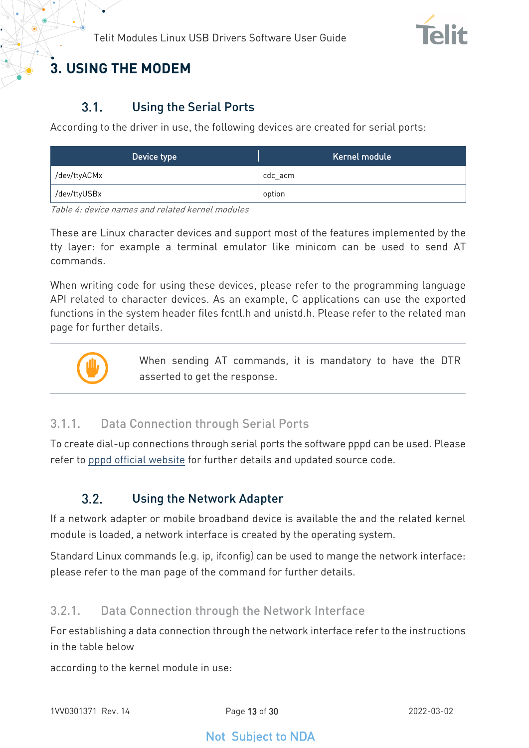# 3. USING THE MODEM

## 3.1. Using the Serial Ports

According to the driver in use, the following devices are created for serial ports:

| Device type | Kernel module |
|---|---|
| /dev/ttyACMx | cdc_acm |
| /dev/ttyUSBx | option |

*Table 4: device names and related kernel modules*

These are Linux character devices and support most of the features implemented by the tty layer: for example a terminal emulator like minicom can be used to send AT commands.

When writing code for using these devices, please refer to the programming language API related to character devices. As an example, C applications can use the exported functions in the system header files fcntl.h and unistd.h. Please refer to the related man page for further details.

When sending AT commands, it is mandatory to have the DTR asserted to get the response.

### 3.1.1. Data Connection through Serial Ports

To create dial-up connections through serial ports the software pppd can be used. Please refer to pppd official website for further details and updated source code.

## 3.2. Using the Network Adapter

If a network adapter or mobile broadband device is available the and the related kernel module is loaded, a network interface is created by the operating system.

Standard Linux commands (e.g. ip, ifconfig) can be used to mange the network interface: please refer to the man page of the command for further details.

### 3.2.1. Data Connection through the Network Interface

For establishing a data connection through the network interface refer to the instructions in the table below

according to the kernel module in use:

Not Subject to NDA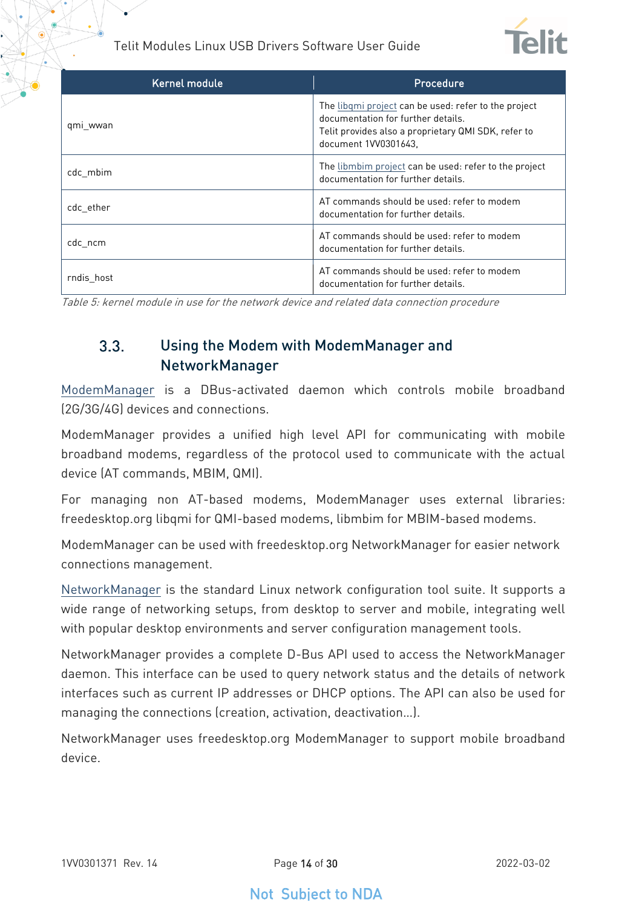| Kernel module | Procedure |
| --- | --- |
| qmi_wwan | The libqmi project can be used: refer to the project documentation for further details.<br>Telit provides also a proprietary QMI SDK, refer to document 1VV0301643, |
| cdc_mbim | The libmbim project can be used: refer to the project documentation for further details. |
| cdc_ether | AT commands should be used: refer to modem documentation for further details. |
| cdc_ncm | AT commands should be used: refer to modem documentation for further details. |
| rndis_host | AT commands should be used: refer to modem documentation for further details. |

*Table 5: kernel module in use for the network device and related data connection procedure*

## 3.3. Using the Modem with ModemManager and NetworkManager

ModemManager is a DBus-activated daemon which controls mobile broadband (2G/3G/4G) devices and connections.

ModemManager provides a unified high level API for communicating with mobile broadband modems, regardless of the protocol used to communicate with the actual device (AT commands, MBIM, QMI).

For managing non AT-based modems, ModemManager uses external libraries: freedesktop.org libqmi for QMI-based modems, libmbim for MBIM-based modems.

ModemManager can be used with freedesktop.org NetworkManager for easier network connections management.

NetworkManager is the standard Linux network configuration tool suite. It supports a wide range of networking setups, from desktop to server and mobile, integrating well with popular desktop environments and server configuration management tools.

NetworkManager provides a complete D-Bus API used to access the NetworkManager daemon. This interface can be used to query network status and the details of network interfaces such as current IP addresses or DHCP options. The API can also be used for managing the connections (creation, activation, deactivation…).

NetworkManager uses freedesktop.org ModemManager to support mobile broadband device.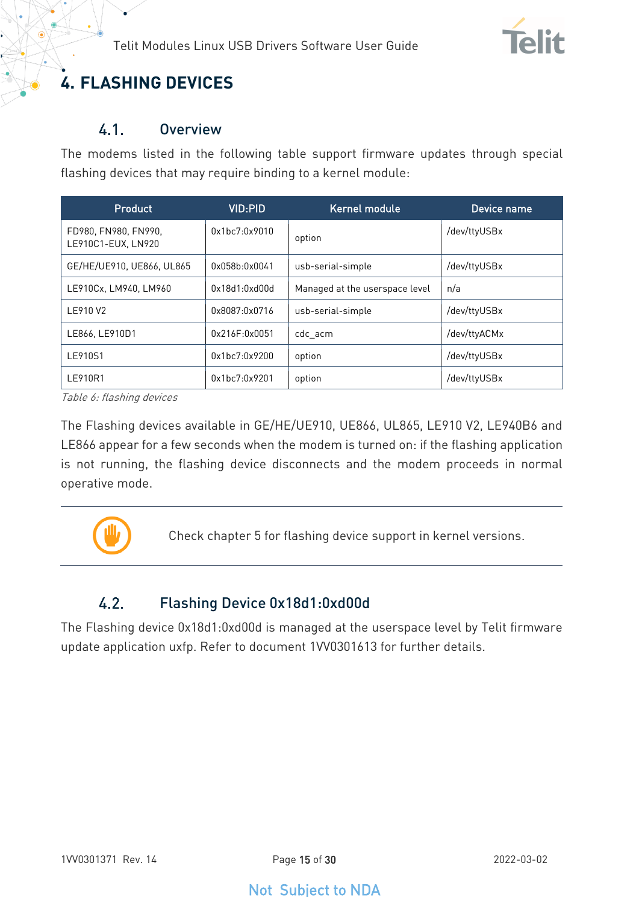# 4. FLASHING DEVICES

## 4.1. Overview

The modems listed in the following table support firmware updates through special flashing devices that may require binding to a kernel module:

| Product | VID:PID | Kernel module | Device name |
|---|---|---|---|
| FD980, FN980, FN990, LE910C1-EUX, LN920 | 0x1bc7:0x9010 | option | /dev/ttyUSBx |
| GE/HE/UE910, UE866, UL865 | 0x058b:0x0041 | usb-serial-simple | /dev/ttyUSBx |
| LE910Cx, LM940, LM960 | 0x18d1:0xd00d | Managed at the userspace level | n/a |
| LE910 V2 | 0x8087:0x0716 | usb-serial-simple | /dev/ttyUSBx |
| LE866, LE910D1 | 0x216F:0x0051 | cdc_acm | /dev/ttyACMx |
| LE910S1 | 0x1bc7:0x9200 | option | /dev/ttyUSBx |
| LE910R1 | 0x1bc7:0x9201 | option | /dev/ttyUSBx |

*Table 6: flashing devices*

The Flashing devices available in GE/HE/UE910, UE866, UL865, LE910 V2, LE940B6 and LE866 appear for a few seconds when the modem is turned on: if the flashing application is not running, the flashing device disconnects and the modem proceeds in normal operative mode.

Check chapter 5 for flashing device support in kernel versions.

## 4.2. Flashing Device 0x18d1:0xd00d

The Flashing device 0x18d1:0xd00d is managed at the userspace level by Telit firmware update application uxfp. Refer to document 1VV0301613 for further details.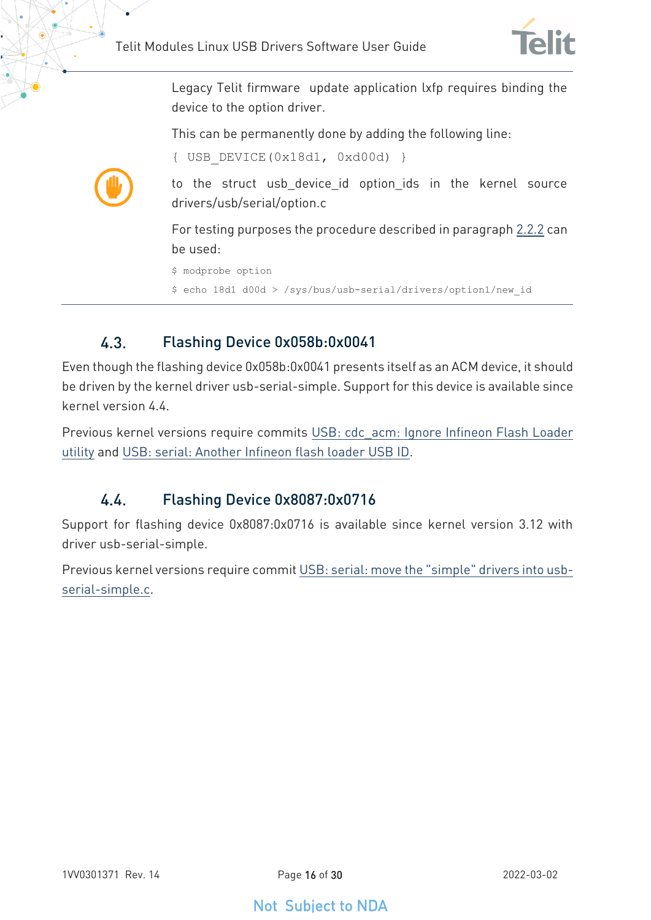Legacy Telit firmware update application lxfp requires binding the device to the option driver.

This can be permanently done by adding the following line:

```
{ USB_DEVICE(0x18d1, 0xd00d) }
```

to the struct usb_device_id option_ids in the kernel source drivers/usb/serial/option.c

For testing purposes the procedure described in paragraph 2.2.2 can be used:

```
$ modprobe option
$ echo 18d1 d00d > /sys/bus/usb-serial/drivers/option1/new_id
```

## 4.3. Flashing Device 0x058b:0x0041

Even though the flashing device 0x058b:0x0041 presents itself as an ACM device, it should be driven by the kernel driver usb-serial-simple. Support for this device is available since kernel version 4.4.

Previous kernel versions require commits USB: cdc_acm: Ignore Infineon Flash Loader utility and USB: serial: Another Infineon flash loader USB ID.

## 4.4. Flashing Device 0x8087:0x0716

Support for flashing device 0x8087:0x0716 is available since kernel version 3.12 with driver usb-serial-simple.

Previous kernel versions require commit USB: serial: move the "simple" drivers into usb-serial-simple.c.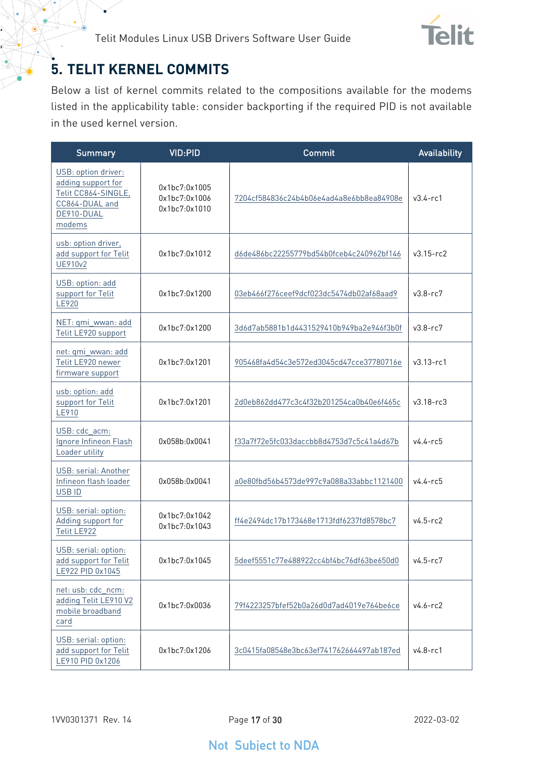# 5. TELIT KERNEL COMMITS

Below a list of kernel commits related to the compositions available for the modems listed in the applicability table: consider backporting if the required PID is not available in the used kernel version.

| Summary | VID:PID | Commit | Availability |
|---|---|---|---|
| USB: option driver: adding support for Telit CC864-SINGLE, CC864-DUAL and DE910-DUAL modems | 0x1bc7:0x1005<br>0x1bc7:0x1006<br>0x1bc7:0x1010 | 7204cf584836c24b4b06e4ad4a8e6bb8ea84908e | v3.4-rc1 |
| usb: option driver, add support for Telit UE910v2 | 0x1bc7:0x1012 | d6de486bc22255779bd54b0fceb4c240962bf146 | v3.15-rc2 |
| USB: option: add support for Telit LE920 | 0x1bc7:0x1200 | 03eb466f276ceef9dcf023dc5474db02af68aad9 | v3.8-rc7 |
| NET: qmi_wwan: add Telit LE920 support | 0x1bc7:0x1200 | 3d6d7ab5881b1d4431529410b949ba2e946f3b0f | v3.8-rc7 |
| net: qmi_wwan: add Telit LE920 newer firmware support | 0x1bc7:0x1201 | 905468fa4d54c3e572ed3045cd47cce37780716e | v3.13-rc1 |
| usb: option: add support for Telit LE910 | 0x1bc7:0x1201 | 2d0eb862dd477c3c4f32b201254ca0b40e6f465c | v3.18-rc3 |
| USB: cdc_acm: Ignore Infineon Flash Loader utility | 0x058b:0x0041 | f33a7f72e5fc033daccbb8d4753d7c5c41a4d67b | v4.4-rc5 |
| USB: serial: Another Infineon flash loader USB ID | 0x058b:0x0041 | a0e80fbd56b4573de997c9a088a33abbc1121400 | v4.4-rc5 |
| USB: serial: option: Adding support for Telit LE922 | 0x1bc7:0x1042<br>0x1bc7:0x1043 | ff4e2494dc17b173468e1713fdf6237fd8578bc7 | v4.5-rc2 |
| USB: serial: option: add support for Telit LE922 PID 0x1045 | 0x1bc7:0x1045 | 5deef5551c77e488922cc4bf4bc76df63be650d0 | v4.5-rc7 |
| net: usb: cdc_ncm: adding Telit LE910 V2 mobile broadband card | 0x1bc7:0x0036 | 79f4223257bfef52b0a26d0d7ad4019e764be6ce | v4.6-rc2 |
| USB: serial: option: add support for Telit LE910 PID 0x1206 | 0x1bc7:0x1206 | 3c0415fa08548e3bc63ef741762664497ab187ed | v4.8-rc1 |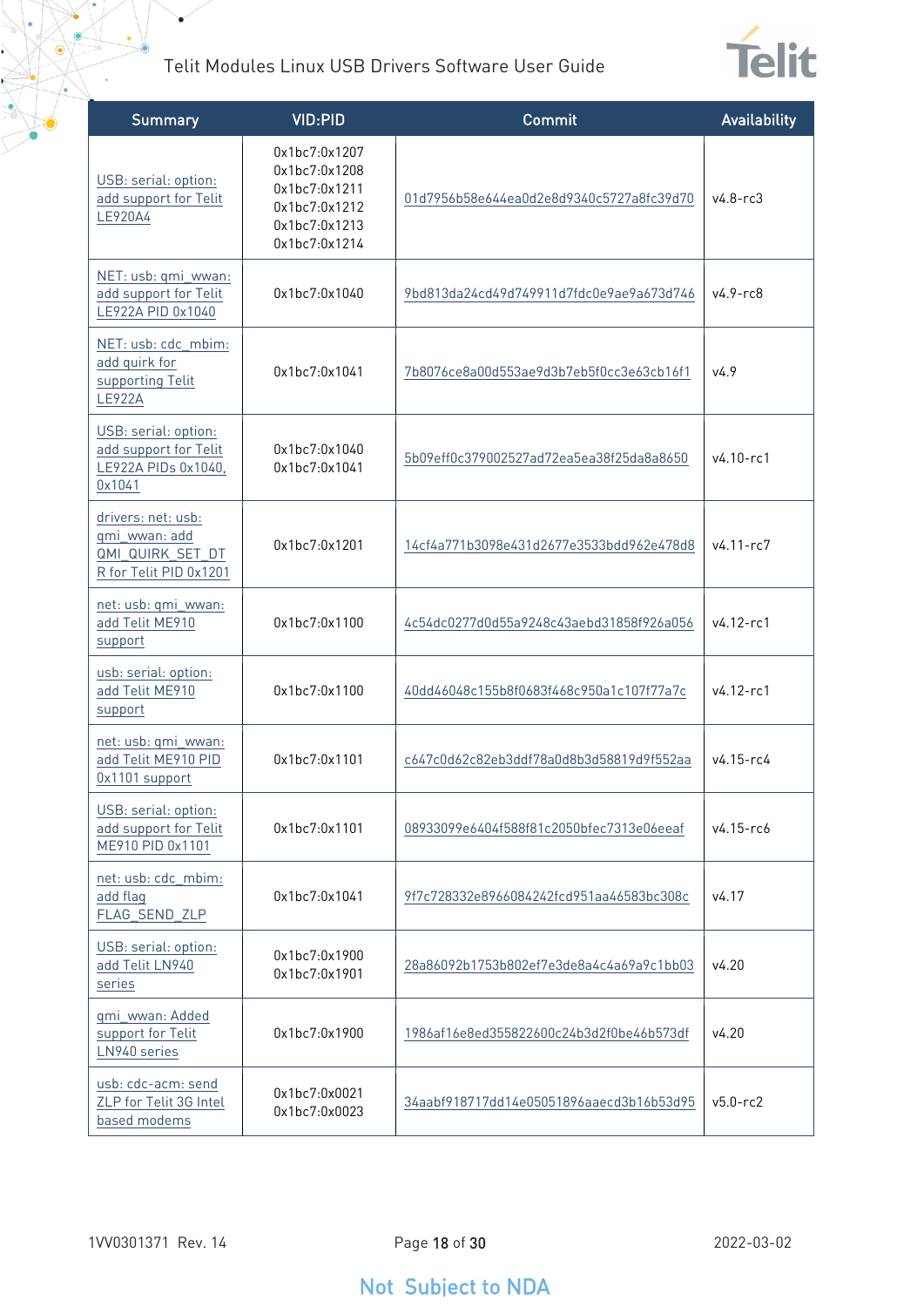| Summary | VID:PID | Commit | Availability |
| --- | --- | --- | --- |
| USB: serial: option: add support for Telit LE920A4 | 0x1bc7:0x1207<br>0x1bc7:0x1208<br>0x1bc7:0x1211<br>0x1bc7:0x1212<br>0x1bc7:0x1213<br>0x1bc7:0x1214 | 01d7956b58e644ea0d2e8d9340c5727a8fc39d70 | v4.8-rc3 |
| NET: usb: qmi_wwan: add support for Telit LE922A PID 0x1040 | 0x1bc7:0x1040 | 9bd813da24cd49d749911d7fdc0e9ae9a673d746 | v4.9-rc8 |
| NET: usb: cdc_mbim: add quirk for supporting Telit LE922A | 0x1bc7:0x1041 | 7b8076ce8a00d553ae9d3b7eb5f0cc3e63cb16f1 | v4.9 |
| USB: serial: option: add support for Telit LE922A PIDs 0x1040, 0x1041 | 0x1bc7:0x1040<br>0x1bc7:0x1041 | 5b09eff0c379002527ad72ea5ea38f25da8a8650 | v4.10-rc1 |
| drivers: net: usb: qmi_wwan: add QMI_QUIRK_SET_DTR for Telit PID 0x1201 | 0x1bc7:0x1201 | 14cf4a771b3098e431d2677e3533bdd962e478d8 | v4.11-rc7 |
| net: usb: qmi_wwan: add Telit ME910 support | 0x1bc7:0x1100 | 4c54dc0277d0d55a9248c43aebd31858f926a056 | v4.12-rc1 |
| usb: serial: option: add Telit ME910 support | 0x1bc7:0x1100 | 40dd46048c155b8f0683f468c950a1c107f77a7c | v4.12-rc1 |
| net: usb: qmi_wwan: add Telit ME910 PID 0x1101 support | 0x1bc7:0x1101 | c647c0d62c82eb3ddf78a0d8b3d58819d9f552aa | v4.15-rc4 |
| USB: serial: option: add support for Telit ME910 PID 0x1101 | 0x1bc7:0x1101 | 08933099e6404f588f81c2050bfec7313e06eeaf | v4.15-rc6 |
| net: usb: cdc_mbim: add flag FLAG_SEND_ZLP | 0x1bc7:0x1041 | 9f7c728332e8966084242fcd951aa46583bc308c | v4.17 |
| USB: serial: option: add Telit LN940 series | 0x1bc7:0x1900<br>0x1bc7:0x1901 | 28a86092b1753b802ef7e3de8a4c4a69a9c1bb03 | v4.20 |
| qmi_wwan: Added support for Telit LN940 series | 0x1bc7:0x1900 | 1986af16e8ed355822600c24b3d2f0be46b573df | v4.20 |
| usb: cdc-acm: send ZLP for Telit 3G Intel based modems | 0x1bc7:0x0021<br>0x1bc7:0x0023 | 34aabf918717dd14e05051896aaecd3b16b53d95 | v5.0-rc2 |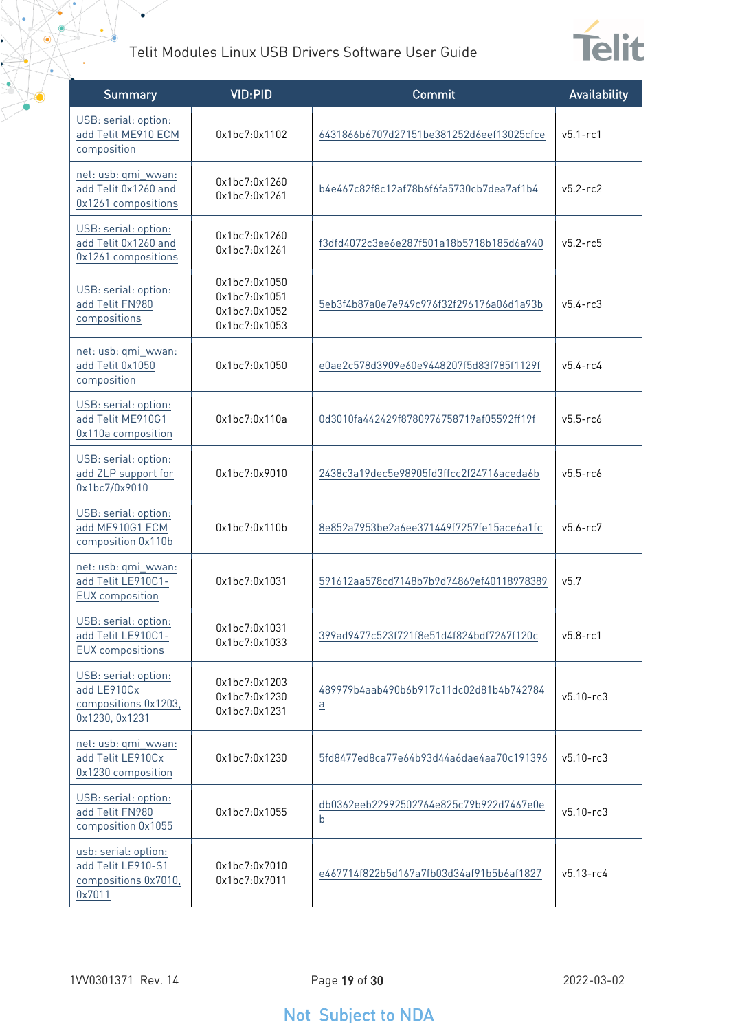| Summary | VID:PID | Commit | Availability |
|---|---|---|---|
| USB: serial: option: add Telit ME910 ECM composition | 0x1bc7:0x1102 | 6431866b6707d27151be381252d6eef13025cfce | v5.1-rc1 |
| net: usb: qmi_wwan: add Telit 0x1260 and 0x1261 compositions | 0x1bc7:0x1260<br>0x1bc7:0x1261 | b4e467c82f8c12af78b6f6fa5730cb7dea7af1b4 | v5.2-rc2 |
| USB: serial: option: add Telit 0x1260 and 0x1261 compositions | 0x1bc7:0x1260<br>0x1bc7:0x1261 | f3dfd4072c3ee6e287f501a18b5718b185d6a940 | v5.2-rc5 |
| USB: serial: option: add Telit FN980 compositions | 0x1bc7:0x1050<br>0x1bc7:0x1051<br>0x1bc7:0x1052<br>0x1bc7:0x1053 | 5eb3f4b87a0e7e949c976f32f296176a06d1a93b | v5.4-rc3 |
| net: usb: qmi_wwan: add Telit 0x1050 composition | 0x1bc7:0x1050 | e0ae2c578d3909e60e9448207f5d83f785f1129f | v5.4-rc4 |
| USB: serial: option: add Telit ME910G1 0x110a composition | 0x1bc7:0x110a | 0d3010fa442429f8780976758719af05592ff19f | v5.5-rc6 |
| USB: serial: option: add ZLP support for 0x1bc7/0x9010 | 0x1bc7:0x9010 | 2438c3a19dec5e98905fd3ffcc2f24716aceda6b | v5.5-rc6 |
| USB: serial: option: add ME910G1 ECM composition 0x110b | 0x1bc7:0x110b | 8e852a7953be2a6ee371449f7257fe15ace6a1fc | v5.6-rc7 |
| net: usb: qmi_wwan: add Telit LE910C1-EUX composition | 0x1bc7:0x1031 | 591612aa578cd7148b7b9d74869ef40118978389 | v5.7 |
| USB: serial: option: add Telit LE910C1-EUX compositions | 0x1bc7:0x1031<br>0x1bc7:0x1033 | 399ad9477c523f721f8e51d4f824bdf7267f120c | v5.8-rc1 |
| USB: serial: option: add LE910Cx compositions 0x1203, 0x1230, 0x1231 | 0x1bc7:0x1203<br>0x1bc7:0x1230<br>0x1bc7:0x1231 | 489979b4aab490b6b917c11dc02d81b4b742784a | v5.10-rc3 |
| net: usb: qmi_wwan: add Telit LE910Cx 0x1230 composition | 0x1bc7:0x1230 | 5fd8477ed8ca77e64b93d44a6dae4aa70c191396 | v5.10-rc3 |
| USB: serial: option: add Telit FN980 composition 0x1055 | 0x1bc7:0x1055 | db0362eeb22992502764e825c79b922d7467e0eb | v5.10-rc3 |
| usb: serial: option: add Telit LE910-S1 compositions 0x7010, 0x7011 | 0x1bc7:0x7010<br>0x1bc7:0x7011 | e467714f822b5d167a7fb03d34af91b5b6af1827 | v5.13-rc4 |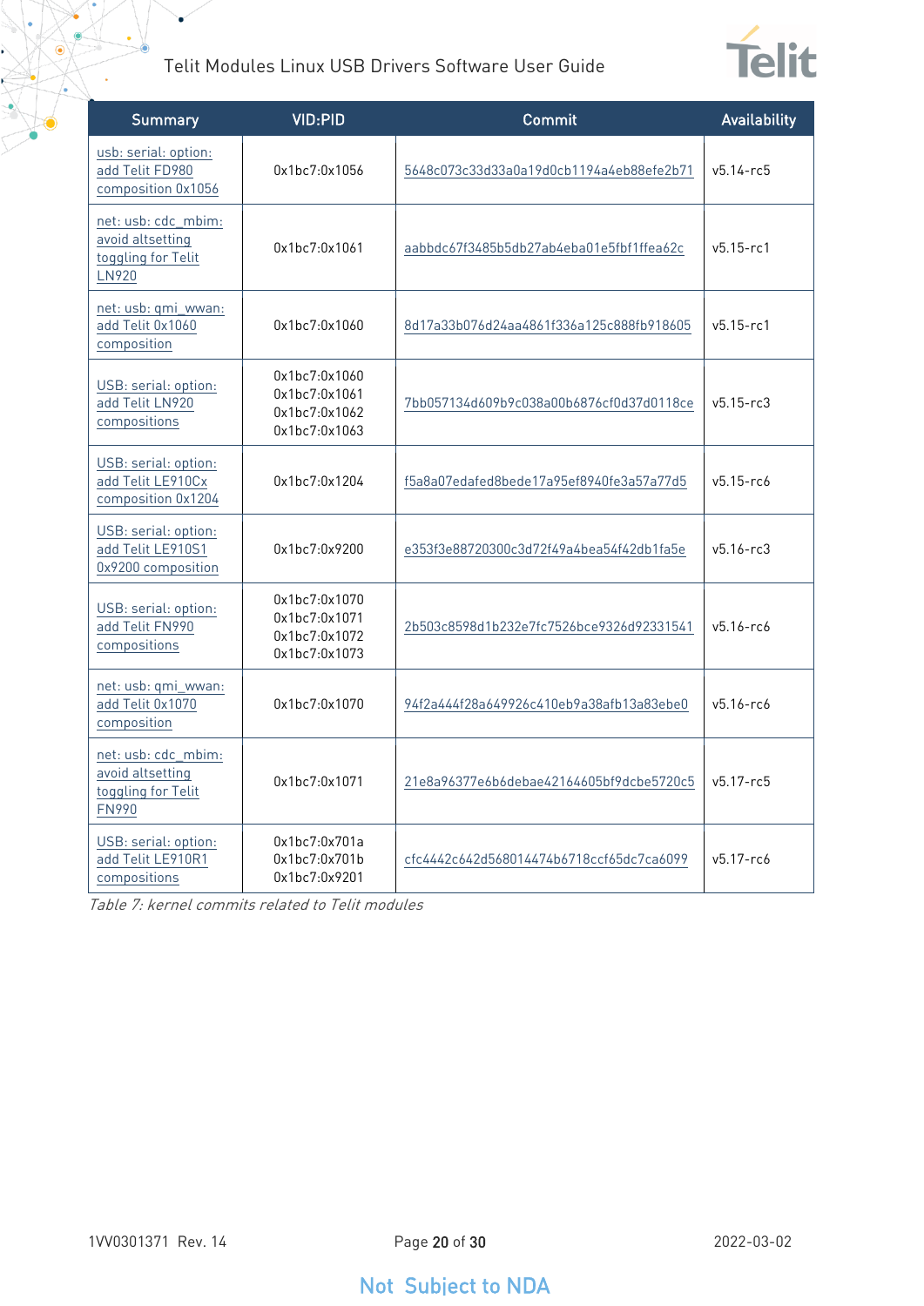| Summary | VID:PID | Commit | Availability |
|---|---|---|---|
| usb: serial: option: add Telit FD980 composition 0x1056 | 0x1bc7:0x1056 | 5648c073c33d33a0a19d0cb1194a4eb88efe2b71 | v5.14-rc5 |
| net: usb: cdc_mbim: avoid altsetting toggling for Telit LN920 | 0x1bc7:0x1061 | aabbdc67f3485b5db27ab4eba01e5fbf1ffea62c | v5.15-rc1 |
| net: usb: qmi_wwan: add Telit 0x1060 composition | 0x1bc7:0x1060 | 8d17a33b076d24aa4861f336a125c888fb918605 | v5.15-rc1 |
| USB: serial: option: add Telit LN920 compositions | 0x1bc7:0x1060<br>0x1bc7:0x1061<br>0x1bc7:0x1062<br>0x1bc7:0x1063 | 7bb057134d609b9c038a00b6876cf0d37d0118ce | v5.15-rc3 |
| USB: serial: option: add Telit LE910Cx composition 0x1204 | 0x1bc7:0x1204 | f5a8a07edafed8bede17a95ef8940fe3a57a77d5 | v5.15-rc6 |
| USB: serial: option: add Telit LE910S1 0x9200 composition | 0x1bc7:0x9200 | e353f3e88720300c3d72f49a4bea54f42db1fa5e | v5.16-rc3 |
| USB: serial: option: add Telit FN990 compositions | 0x1bc7:0x1070<br>0x1bc7:0x1071<br>0x1bc7:0x1072<br>0x1bc7:0x1073 | 2b503c8598d1b232e7fc7526bce9326d92331541 | v5.16-rc6 |
| net: usb: qmi_wwan: add Telit 0x1070 composition | 0x1bc7:0x1070 | 94f2a444f28a649926c410eb9a38afb13a83ebe0 | v5.16-rc6 |
| net: usb: cdc_mbim: avoid altsetting toggling for Telit FN990 | 0x1bc7:0x1071 | 21e8a96377e6b6debae42164605bf9dcbe5720c5 | v5.17-rc5 |
| USB: serial: option: add Telit LE910R1 compositions | 0x1bc7:0x701a<br>0x1bc7:0x701b<br>0x1bc7:0x9201 | cfc4442c642d568014474b6718ccf65dc7ca6099 | v5.17-rc6 |

*Table 7: kernel commits related to Telit modules*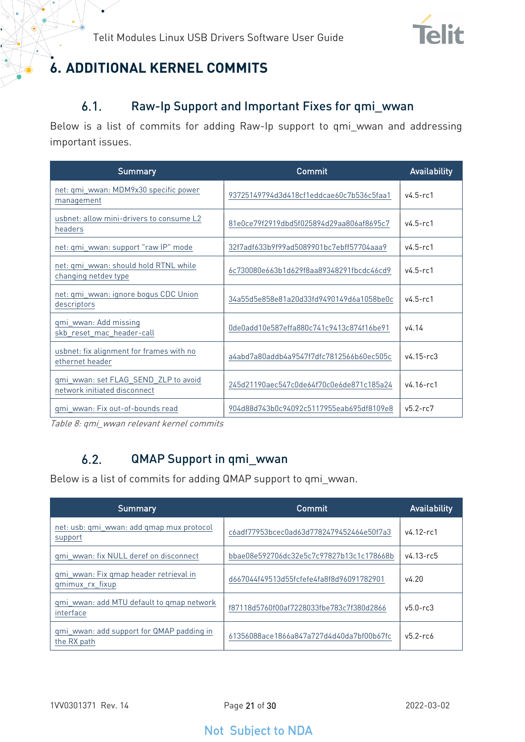# 6. ADDITIONAL KERNEL COMMITS

## 6.1. Raw-Ip Support and Important Fixes for qmi_wwan

Below is a list of commits for adding Raw-Ip support to qmi_wwan and addressing important issues.

| Summary | Commit | Availability |
|---|---|---|
| net: qmi_wwan: MDM9x30 specific power management | 93725149794d3d418cf1eddcae60c7b536c5faa1 | v4.5-rc1 |
| usbnet: allow mini-drivers to consume L2 headers | 81e0ce79f2919dbd5f025894d29aa806af8695c7 | v4.5-rc1 |
| net: qmi_wwan: support "raw IP" mode | 32f7adf633b9f99ad5089901bc7ebff57704aaa9 | v4.5-rc1 |
| net: qmi_wwan: should hold RTNL while changing netdev type | 6c730080e663b1d629f8aa89348291fbcdc46cd9 | v4.5-rc1 |
| net: qmi_wwan: ignore bogus CDC Union descriptors | 34a55d5e858e81a20d33fd9490149d6a1058be0c | v4.5-rc1 |
| qmi_wwan: Add missing skb_reset_mac_header-call | 0de0add10e587effa880c741c9413c874f16be91 | v4.14 |
| usbnet: fix alignment for frames with no ethernet header | a4abd7a80addb4a9547f7dfc7812566b60ec505c | v4.15-rc3 |
| qmi_wwan: set FLAG_SEND_ZLP to avoid network initiated disconnect | 245d21190aec547c0de64f70c0e6de871c185a24 | v4.16-rc1 |
| qmi_wwan: Fix out-of-bounds read | 904d88d743b0c94092c5117955eab695df8109e8 | v5.2-rc7 |

*Table 8: qmi_wwan relevant kernel commits*

## 6.2. QMAP Support in qmi_wwan

Below is a list of commits for adding QMAP support to qmi_wwan.

| Summary | Commit | Availability |
|---|---|---|
| net: usb: qmi_wwan: add qmap mux protocol support | c6adf77953bcec0ad63d7782479452464e50f7a3 | v4.12-rc1 |
| qmi_wwan: fix NULL deref on disconnect | bbae08e592706dc32e5c7c97827b13c1c178668b | v4.13-rc5 |
| qmi_wwan: Fix qmap header retrieval in qmimux_rx_fixup | d667044f49513d55fcfefe4fa8f8d96091782901 | v4.20 |
| qmi_wwan: add MTU default to qmap network interface | f87118d5760f00af7228033fbe783c7f380d2866 | v5.0-rc3 |
| qmi_wwan: add support for QMAP padding in the RX path | 61356088ace1866a847a727d4d40da7bf00b67fc | v5.2-rc6 |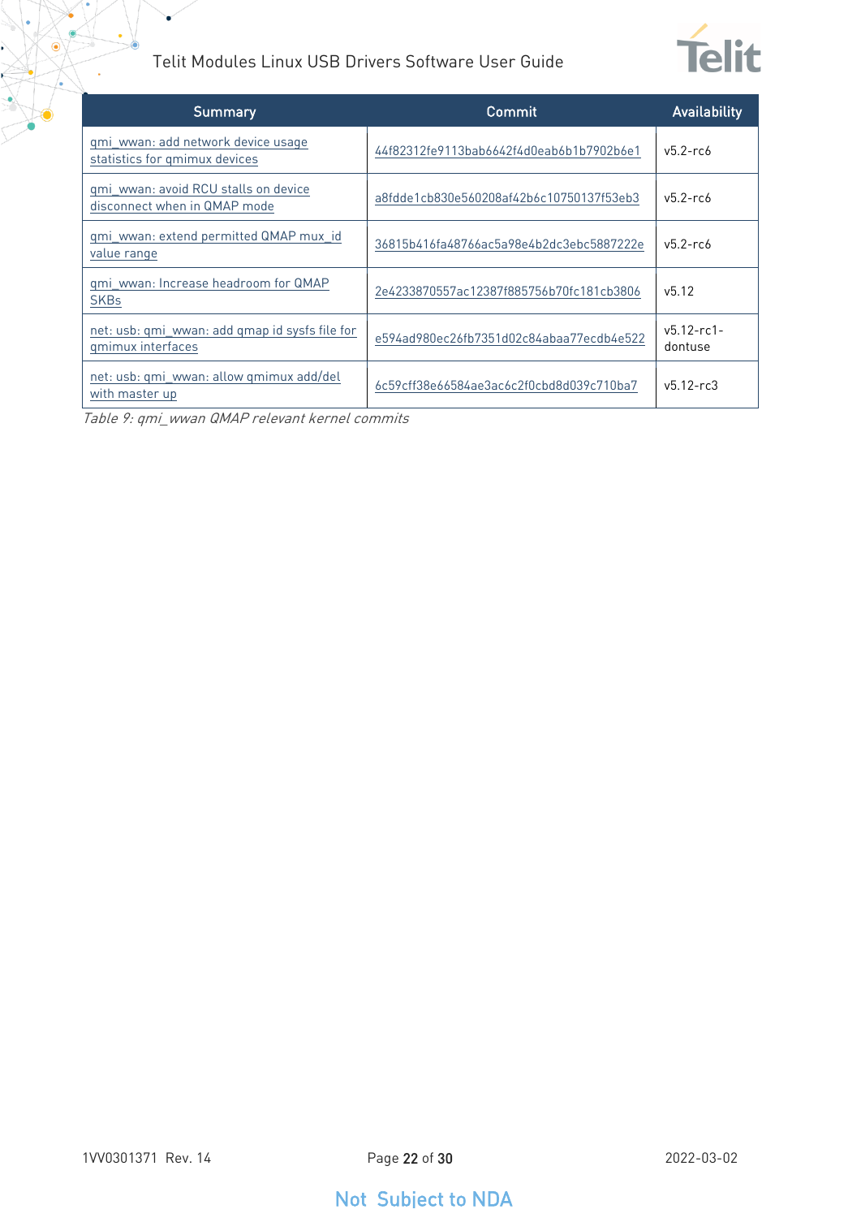| Summary | Commit | Availability |
|---|---|---|
| qmi_wwan: add network device usage statistics for qmimux devices | 44f82312fe9113bab6642f4d0eab6b1b7902b6e1 | v5.2-rc6 |
| qmi_wwan: avoid RCU stalls on device disconnect when in QMAP mode | a8fdde1cb830e560208af42b6c10750137f53eb3 | v5.2-rc6 |
| qmi_wwan: extend permitted QMAP mux_id value range | 36815b416fa48766ac5a98e4b2dc3ebc5887222e | v5.2-rc6 |
| qmi_wwan: Increase headroom for QMAP SKBs | 2e4233870557ac12387f885756b70fc181cb3806 | v5.12 |
| net: usb: qmi_wwan: add qmap id sysfs file for qmimux interfaces | e594ad980ec26fb7351d02c84abaa77ecdb4e522 | v5.12-rc1-dontuse |
| net: usb: qmi_wwan: allow qmimux add/del with master up | 6c59cff38e66584ae3ac6c2f0cbd8d039c710ba7 | v5.12-rc3 |

*Table 9: qmi_wwan QMAP relevant kernel commits*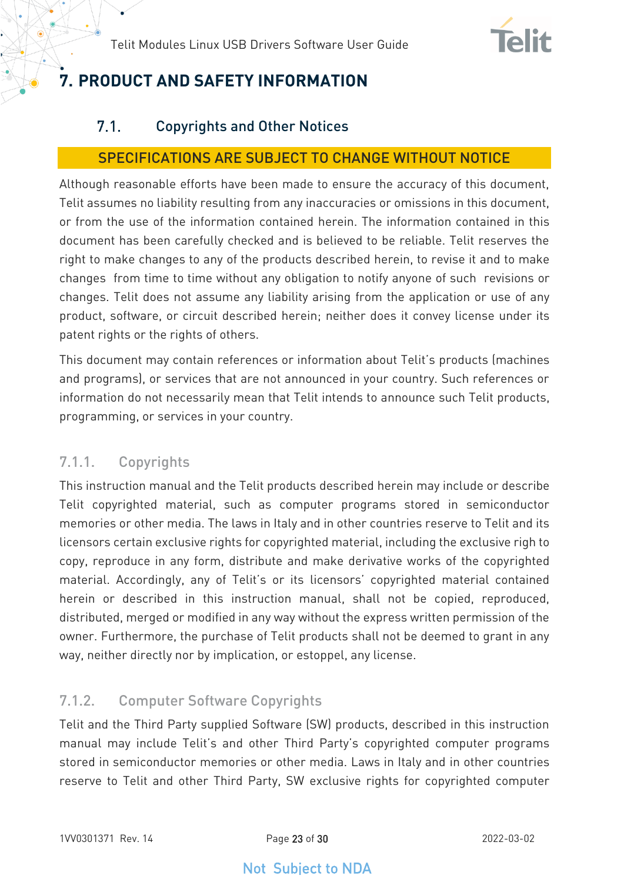# 7. PRODUCT AND SAFETY INFORMATION

## 7.1. Copyrights and Other Notices

**SPECIFICATIONS ARE SUBJECT TO CHANGE WITHOUT NOTICE**

Although reasonable efforts have been made to ensure the accuracy of this document, Telit assumes no liability resulting from any inaccuracies or omissions in this document, or from the use of the information contained herein. The information contained in this document has been carefully checked and is believed to be reliable. Telit reserves the right to make changes to any of the products described herein, to revise it and to make changes from time to time without any obligation to notify anyone of such revisions or changes. Telit does not assume any liability arising from the application or use of any product, software, or circuit described herein; neither does it convey license under its patent rights or the rights of others.

This document may contain references or information about Telit's products (machines and programs), or services that are not announced in your country. Such references or information do not necessarily mean that Telit intends to announce such Telit products, programming, or services in your country.

### 7.1.1. Copyrights

This instruction manual and the Telit products described herein may include or describe Telit copyrighted material, such as computer programs stored in semiconductor memories or other media. The laws in Italy and in other countries reserve to Telit and its licensors certain exclusive rights for copyrighted material, including the exclusive righ to copy, reproduce in any form, distribute and make derivative works of the copyrighted material. Accordingly, any of Telit's or its licensors' copyrighted material contained herein or described in this instruction manual, shall not be copied, reproduced, distributed, merged or modified in any way without the express written permission of the owner. Furthermore, the purchase of Telit products shall not be deemed to grant in any way, neither directly nor by implication, or estoppel, any license.

### 7.1.2. Computer Software Copyrights

Telit and the Third Party supplied Software (SW) products, described in this instruction manual may include Telit's and other Third Party's copyrighted computer programs stored in semiconductor memories or other media. Laws in Italy and in other countries reserve to Telit and other Third Party, SW exclusive rights for copyrighted computer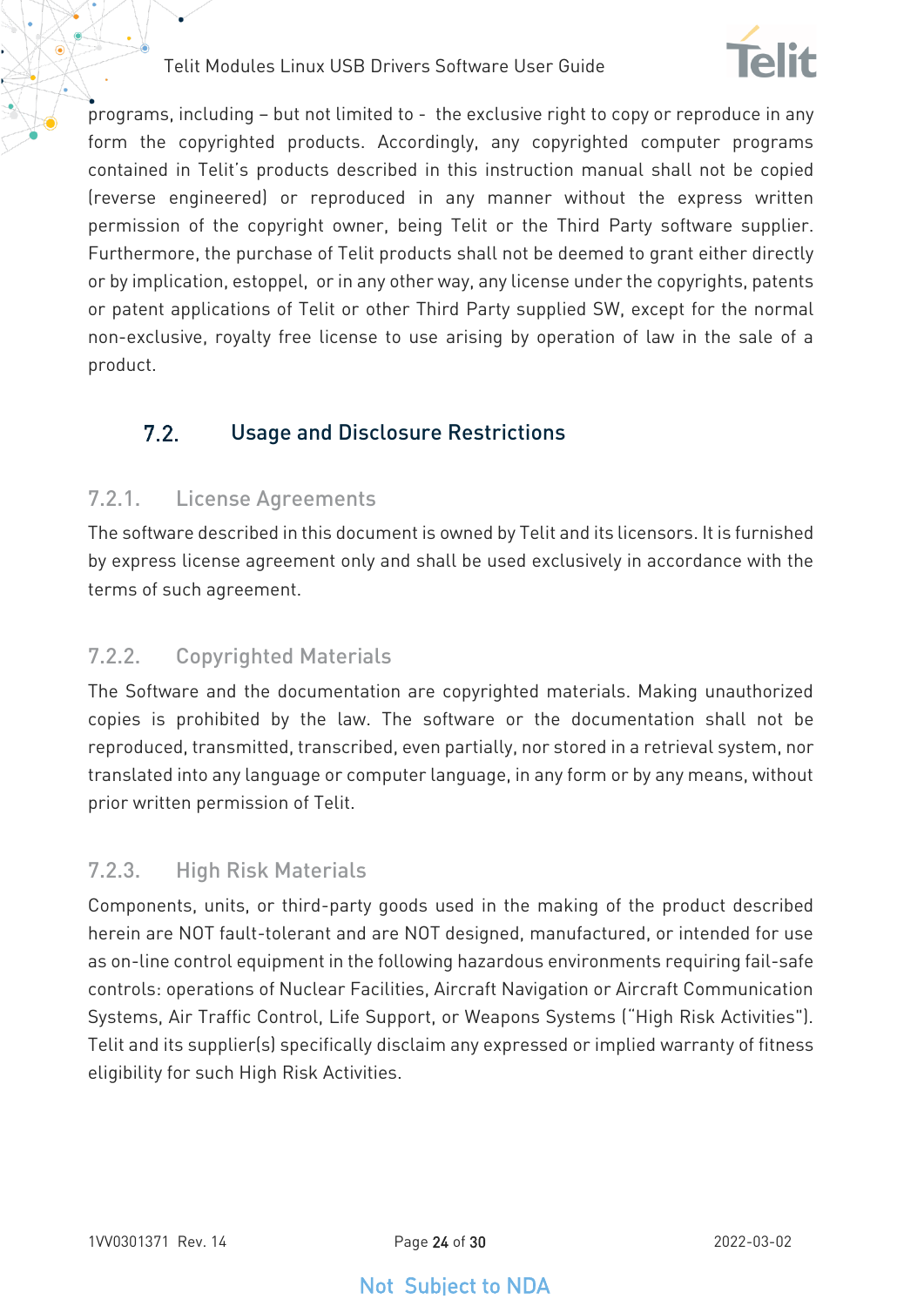programs, including – but not limited to - the exclusive right to copy or reproduce in any form the copyrighted products. Accordingly, any copyrighted computer programs contained in Telit's products described in this instruction manual shall not be copied (reverse engineered) or reproduced in any manner without the express written permission of the copyright owner, being Telit or the Third Party software supplier. Furthermore, the purchase of Telit products shall not be deemed to grant either directly or by implication, estoppel, or in any other way, any license under the copyrights, patents or patent applications of Telit or other Third Party supplied SW, except for the normal non-exclusive, royalty free license to use arising by operation of law in the sale of a product.

## 7.2. Usage and Disclosure Restrictions

### 7.2.1. License Agreements

The software described in this document is owned by Telit and its licensors. It is furnished by express license agreement only and shall be used exclusively in accordance with the terms of such agreement.

### 7.2.2. Copyrighted Materials

The Software and the documentation are copyrighted materials. Making unauthorized copies is prohibited by the law. The software or the documentation shall not be reproduced, transmitted, transcribed, even partially, nor stored in a retrieval system, nor translated into any language or computer language, in any form or by any means, without prior written permission of Telit.

### 7.2.3. High Risk Materials

Components, units, or third-party goods used in the making of the product described herein are NOT fault-tolerant and are NOT designed, manufactured, or intended for use as on-line control equipment in the following hazardous environments requiring fail-safe controls: operations of Nuclear Facilities, Aircraft Navigation or Aircraft Communication Systems, Air Traffic Control, Life Support, or Weapons Systems ("High Risk Activities"). Telit and its supplier(s) specifically disclaim any expressed or implied warranty of fitness eligibility for such High Risk Activities.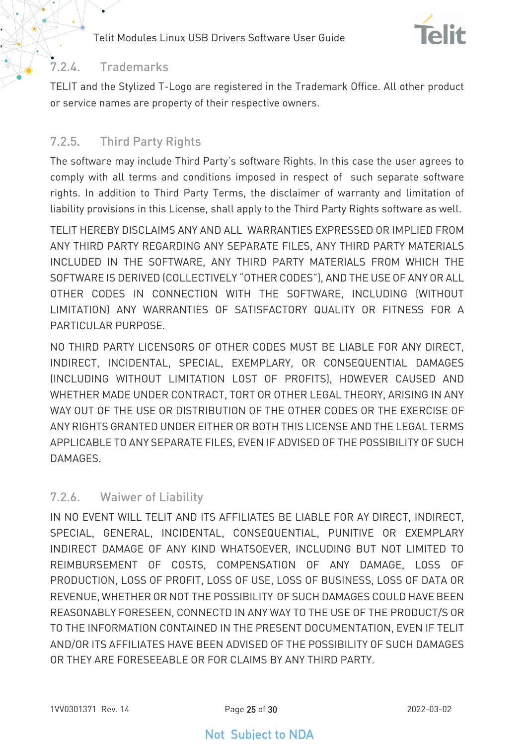### 7.2.4. Trademarks

TELIT and the Stylized T-Logo are registered in the Trademark Office. All other product or service names are property of their respective owners.

### 7.2.5. Third Party Rights

The software may include Third Party's software Rights. In this case the user agrees to comply with all terms and conditions imposed in respect of such separate software rights. In addition to Third Party Terms, the disclaimer of warranty and limitation of liability provisions in this License, shall apply to the Third Party Rights software as well.

TELIT HEREBY DISCLAIMS ANY AND ALL WARRANTIES EXPRESSED OR IMPLIED FROM ANY THIRD PARTY REGARDING ANY SEPARATE FILES, ANY THIRD PARTY MATERIALS INCLUDED IN THE SOFTWARE, ANY THIRD PARTY MATERIALS FROM WHICH THE SOFTWARE IS DERIVED (COLLECTIVELY "OTHER CODES"), AND THE USE OF ANY OR ALL OTHER CODES IN CONNECTION WITH THE SOFTWARE, INCLUDING (WITHOUT LIMITATION) ANY WARRANTIES OF SATISFACTORY QUALITY OR FITNESS FOR A PARTICULAR PURPOSE.

NO THIRD PARTY LICENSORS OF OTHER CODES MUST BE LIABLE FOR ANY DIRECT, INDIRECT, INCIDENTAL, SPECIAL, EXEMPLARY, OR CONSEQUENTIAL DAMAGES (INCLUDING WITHOUT LIMITATION LOST OF PROFITS), HOWEVER CAUSED AND WHETHER MADE UNDER CONTRACT, TORT OR OTHER LEGAL THEORY, ARISING IN ANY WAY OUT OF THE USE OR DISTRIBUTION OF THE OTHER CODES OR THE EXERCISE OF ANY RIGHTS GRANTED UNDER EITHER OR BOTH THIS LICENSE AND THE LEGAL TERMS APPLICABLE TO ANY SEPARATE FILES, EVEN IF ADVISED OF THE POSSIBILITY OF SUCH DAMAGES.

### 7.2.6. Waiwer of Liability

IN NO EVENT WILL TELIT AND ITS AFFILIATES BE LIABLE FOR AY DIRECT, INDIRECT, SPECIAL, GENERAL, INCIDENTAL, CONSEQUENTIAL, PUNITIVE OR EXEMPLARY INDIRECT DAMAGE OF ANY KIND WHATSOEVER, INCLUDING BUT NOT LIMITED TO REIMBURSEMENT OF COSTS, COMPENSATION OF ANY DAMAGE, LOSS OF PRODUCTION, LOSS OF PROFIT, LOSS OF USE, LOSS OF BUSINESS, LOSS OF DATA OR REVENUE, WHETHER OR NOT THE POSSIBILITY OF SUCH DAMAGES COULD HAVE BEEN REASONABLY FORESEEN, CONNECTD IN ANY WAY TO THE USE OF THE PRODUCT/S OR TO THE INFORMATION CONTAINED IN THE PRESENT DOCUMENTATION, EVEN IF TELIT AND/OR ITS AFFILIATES HAVE BEEN ADVISED OF THE POSSIBILITY OF SUCH DAMAGES OR THEY ARE FORESEEABLE OR FOR CLAIMS BY ANY THIRD PARTY.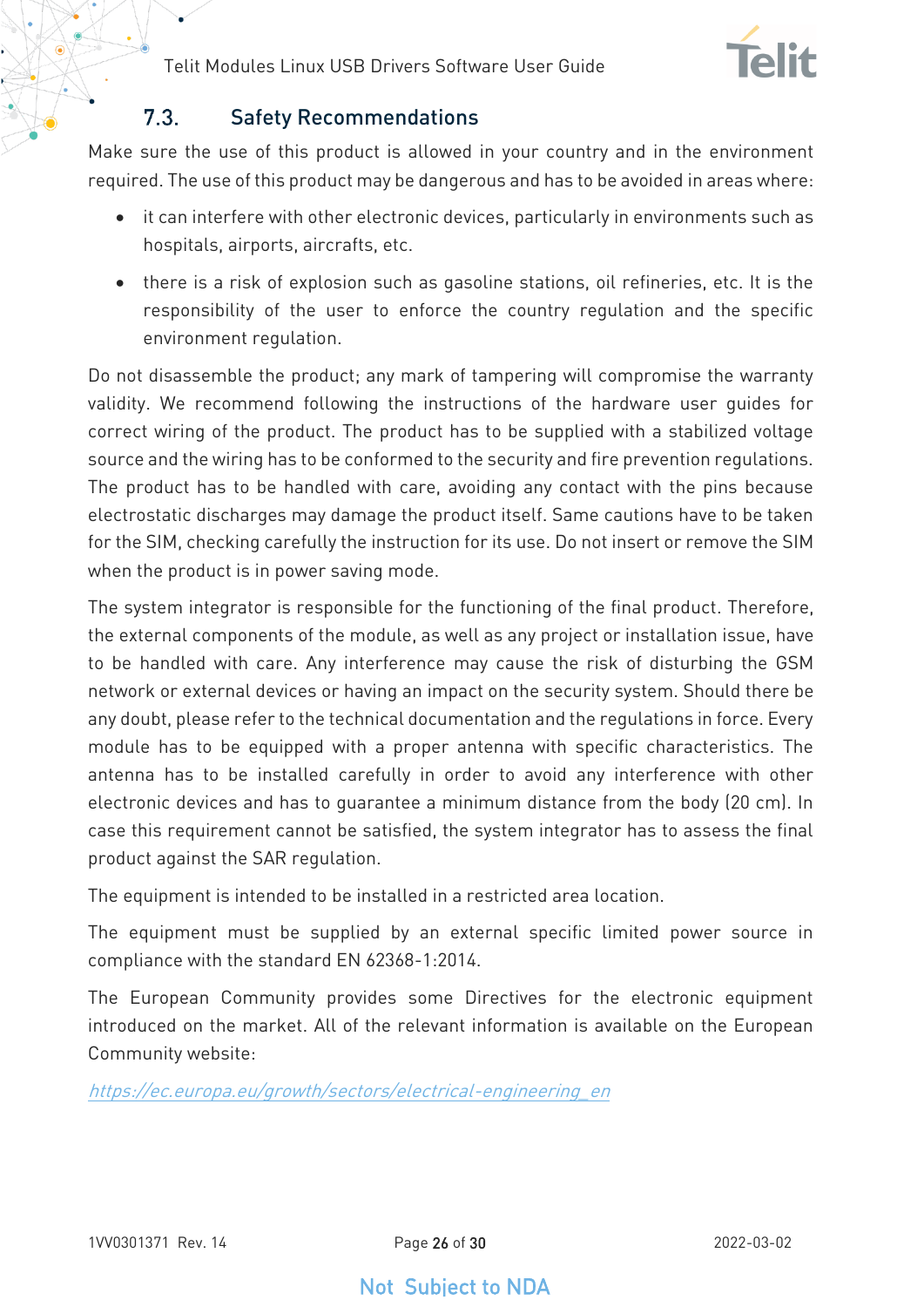## 7.3. Safety Recommendations

Make sure the use of this product is allowed in your country and in the environment required. The use of this product may be dangerous and has to be avoided in areas where:

- it can interfere with other electronic devices, particularly in environments such as hospitals, airports, aircrafts, etc.
- there is a risk of explosion such as gasoline stations, oil refineries, etc. It is the responsibility of the user to enforce the country regulation and the specific environment regulation.

Do not disassemble the product; any mark of tampering will compromise the warranty validity. We recommend following the instructions of the hardware user guides for correct wiring of the product. The product has to be supplied with a stabilized voltage source and the wiring has to be conformed to the security and fire prevention regulations. The product has to be handled with care, avoiding any contact with the pins because electrostatic discharges may damage the product itself. Same cautions have to be taken for the SIM, checking carefully the instruction for its use. Do not insert or remove the SIM when the product is in power saving mode.

The system integrator is responsible for the functioning of the final product. Therefore, the external components of the module, as well as any project or installation issue, have to be handled with care. Any interference may cause the risk of disturbing the GSM network or external devices or having an impact on the security system. Should there be any doubt, please refer to the technical documentation and the regulations in force. Every module has to be equipped with a proper antenna with specific characteristics. The antenna has to be installed carefully in order to avoid any interference with other electronic devices and has to guarantee a minimum distance from the body (20 cm). In case this requirement cannot be satisfied, the system integrator has to assess the final product against the SAR regulation.

The equipment is intended to be installed in a restricted area location.

The equipment must be supplied by an external specific limited power source in compliance with the standard EN 62368-1:2014.

The European Community provides some Directives for the electronic equipment introduced on the market. All of the relevant information is available on the European Community website:

https://ec.europa.eu/growth/sectors/electrical-engineering_en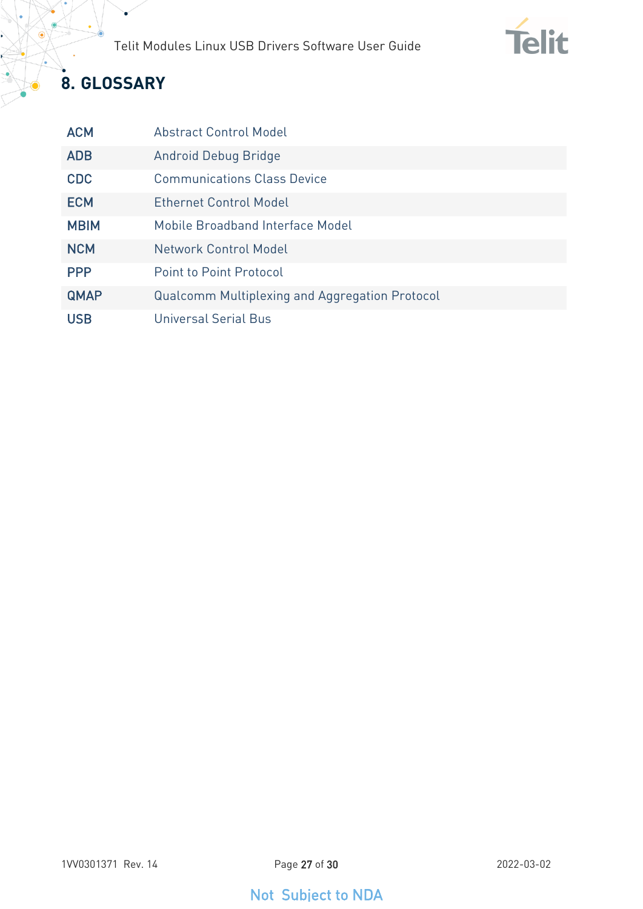# 8. GLOSSARY

| | |
|---|---|
| ACM | Abstract Control Model |
| ADB | Android Debug Bridge |
| CDC | Communications Class Device |
| ECM | Ethernet Control Model |
| MBIM | Mobile Broadband Interface Model |
| NCM | Network Control Model |
| PPP | Point to Point Protocol |
| QMAP | Qualcomm Multiplexing and Aggregation Protocol |
| USB | Universal Serial Bus |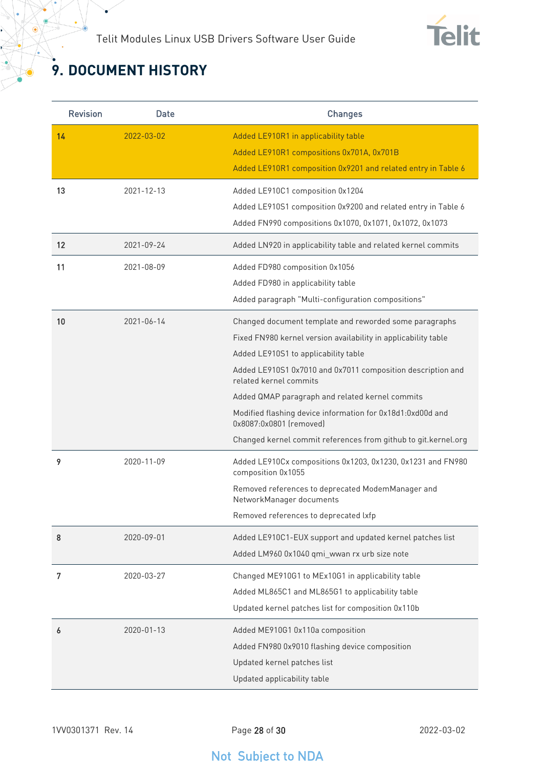# 9. DOCUMENT HISTORY

| Revision | Date | Changes |
|---|---|---|
| 14 | 2022-03-02 | Added LE910R1 in applicability table<br>Added LE910R1 compositions 0x701A, 0x701B<br>Added LE910R1 composition 0x9201 and related entry in Table 6 |
| 13 | 2021-12-13 | Added LE910C1 composition 0x1204<br>Added LE910S1 composition 0x9200 and related entry in Table 6<br>Added FN990 compositions 0x1070, 0x1071, 0x1072, 0x1073 |
| 12 | 2021-09-24 | Added LN920 in applicability table and related kernel commits |
| 11 | 2021-08-09 | Added FD980 composition 0x1056<br>Added FD980 in applicability table<br>Added paragraph "Multi-configuration compositions" |
| 10 | 2021-06-14 | Changed document template and reworded some paragraphs<br>Fixed FN980 kernel version availability in applicability table<br>Added LE910S1 to applicability table<br>Added LE910S1 0x7010 and 0x7011 composition description and related kernel commits<br>Added QMAP paragraph and related kernel commits<br>Modified flashing device information for 0x18d1:0xd00d and 0x8087:0x0801 (removed)<br>Changed kernel commit references from github to git.kernel.org |
| 9 | 2020-11-09 | Added LE910Cx compositions 0x1203, 0x1230, 0x1231 and FN980 composition 0x1055<br>Removed references to deprecated ModemManager and NetworkManager documents<br>Removed references to deprecated lxfp |
| 8 | 2020-09-01 | Added LE910C1-EUX support and updated kernel patches list<br>Added LM960 0x1040 qmi_wwan rx urb size note |
| 7 | 2020-03-27 | Changed ME910G1 to MEx10G1 in applicability table<br>Added ML865C1 and ML865G1 to applicability table<br>Updated kernel patches list for composition 0x110b |
| 6 | 2020-01-13 | Added ME910G1 0x110a composition<br>Added FN980 0x9010 flashing device composition<br>Updated kernel patches list<br>Updated applicability table |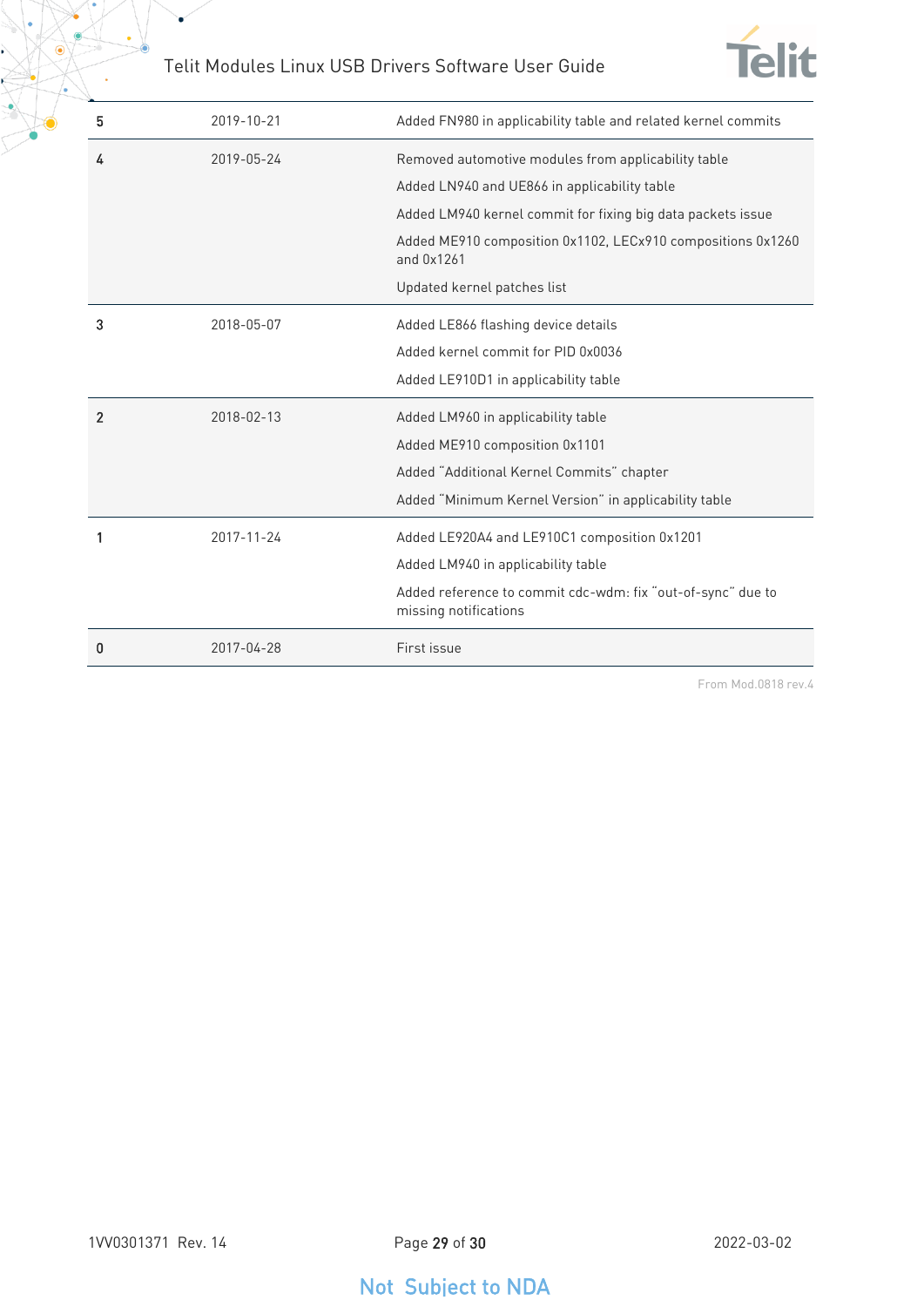| | | |
|---|---|---|
| 5 | 2019-10-21 | Added FN980 in applicability table and related kernel commits |
| 4 | 2019-05-24 | Removed automotive modules from applicability table<br>Added LN940 and UE866 in applicability table<br>Added LM940 kernel commit for fixing big data packets issue<br>Added ME910 composition 0x1102, LECx910 compositions 0x1260 and 0x1261<br>Updated kernel patches list |
| 3 | 2018-05-07 | Added LE866 flashing device details<br>Added kernel commit for PID 0x0036<br>Added LE910D1 in applicability table |
| 2 | 2018-02-13 | Added LM960 in applicability table<br>Added ME910 composition 0x1101<br>Added "Additional Kernel Commits" chapter<br>Added "Minimum Kernel Version" in applicability table |
| 1 | 2017-11-24 | Added LE920A4 and LE910C1 composition 0x1201<br>Added LM940 in applicability table<br>Added reference to commit cdc-wdm: fix "out-of-sync" due to missing notifications |
| 0 | 2017-04-28 | First issue |

From Mod.0818 rev.4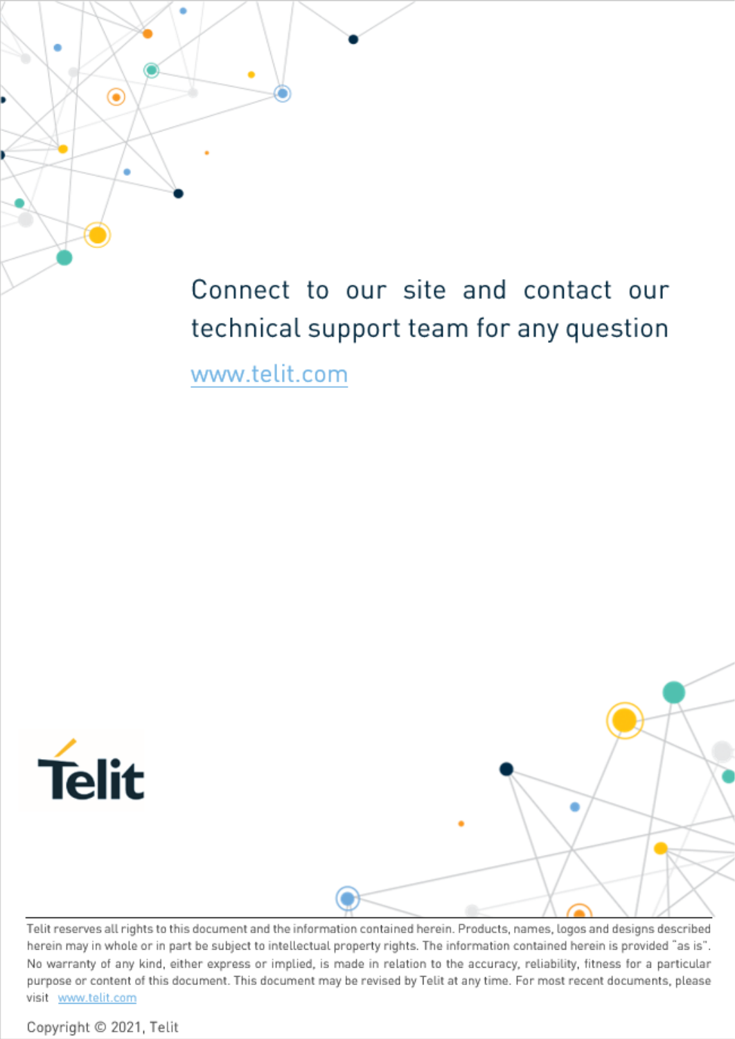Connect to our site and contact our technical support team for any question

www.telit.com

Telit

Telit reserves all rights to this document and the information contained herein. Products, names, logos and designs described herein may in whole or in part be subject to intellectual property rights. The information contained herein is provided "as is". No warranty of any kind, either express or implied, is made in relation to the accuracy, reliability, fitness for a particular purpose or content of this document. This document may be revised by Telit at any time. For most recent documents, please visit www.telit.com

Copyright © 2021, Telit